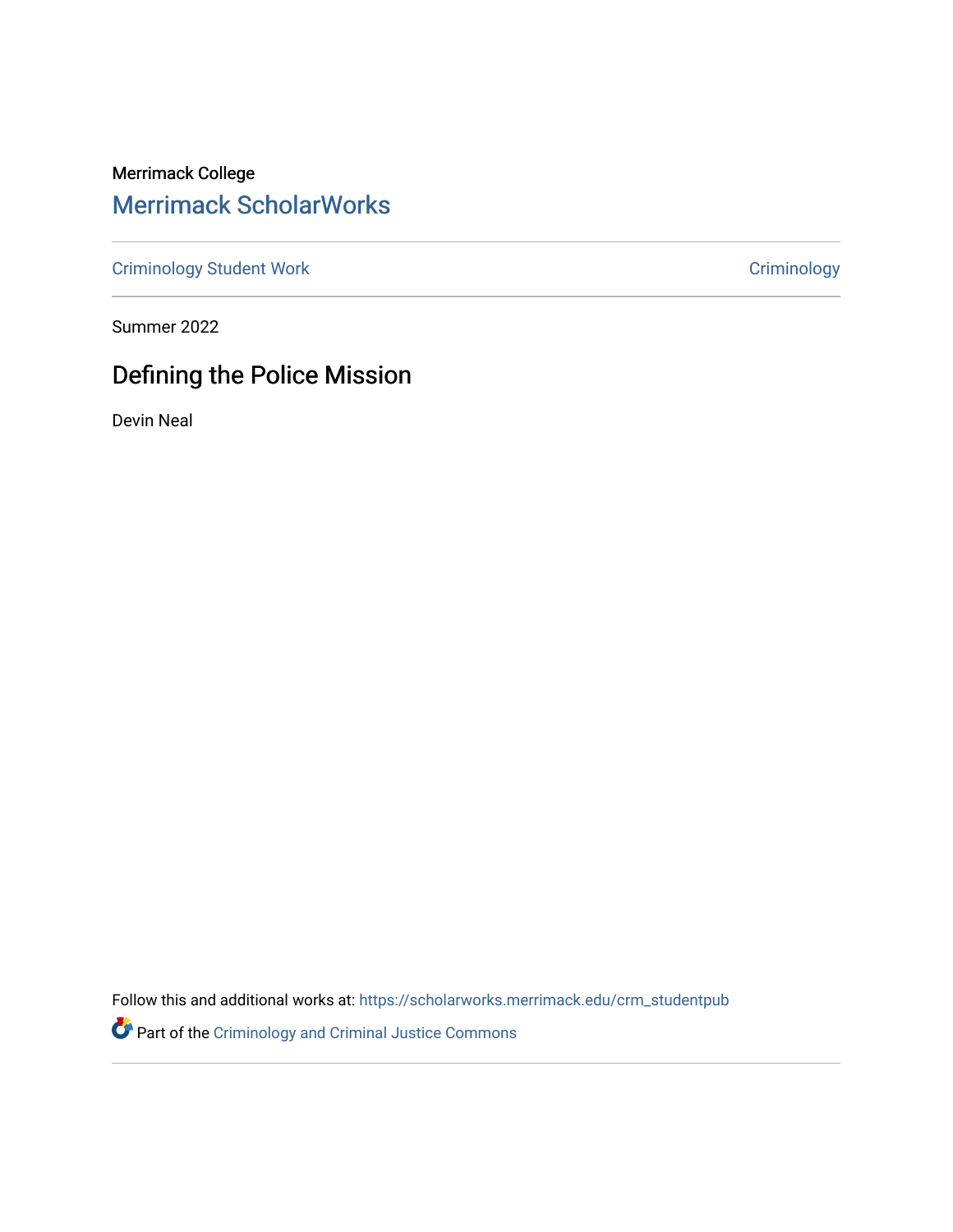Merrimack College

# Merrimack ScholarWorks

Criminology Student Work | Criminology

Summer 2022

## Defining the Police Mission

Devin Neal

Follow this and additional works at: https://scholarworks.merrimack.edu/crm_studentpub

Part of the Criminology and Criminal Justice Commons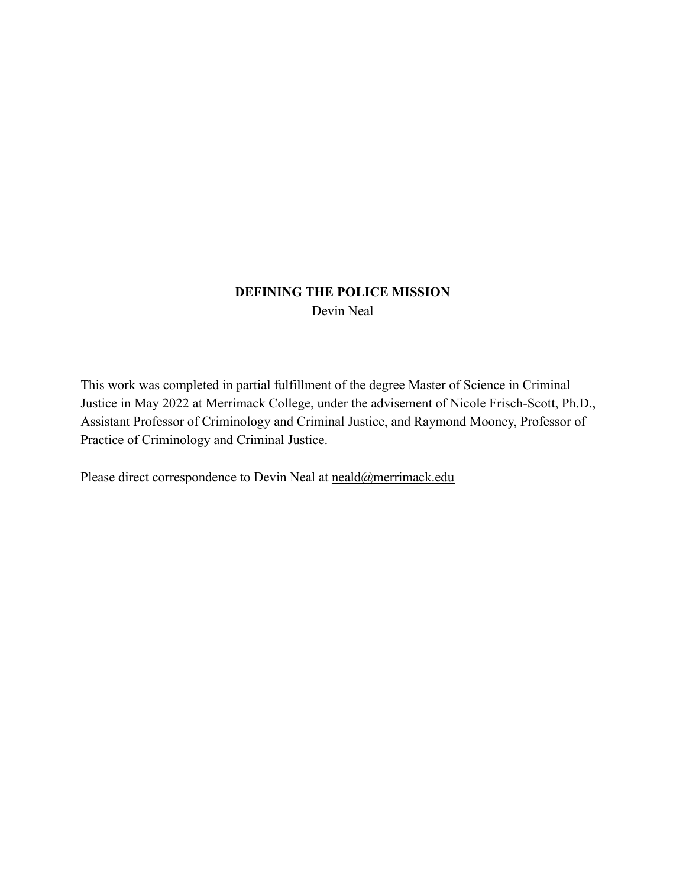# DEFINING THE POLICE MISSION

Devin Neal

This work was completed in partial fulfillment of the degree Master of Science in Criminal Justice in May 2022 at Merrimack College, under the advisement of Nicole Frisch-Scott, Ph.D., Assistant Professor of Criminology and Criminal Justice, and Raymond Mooney, Professor of Practice of Criminology and Criminal Justice.

Please direct correspondence to Devin Neal at neald@merrimack.edu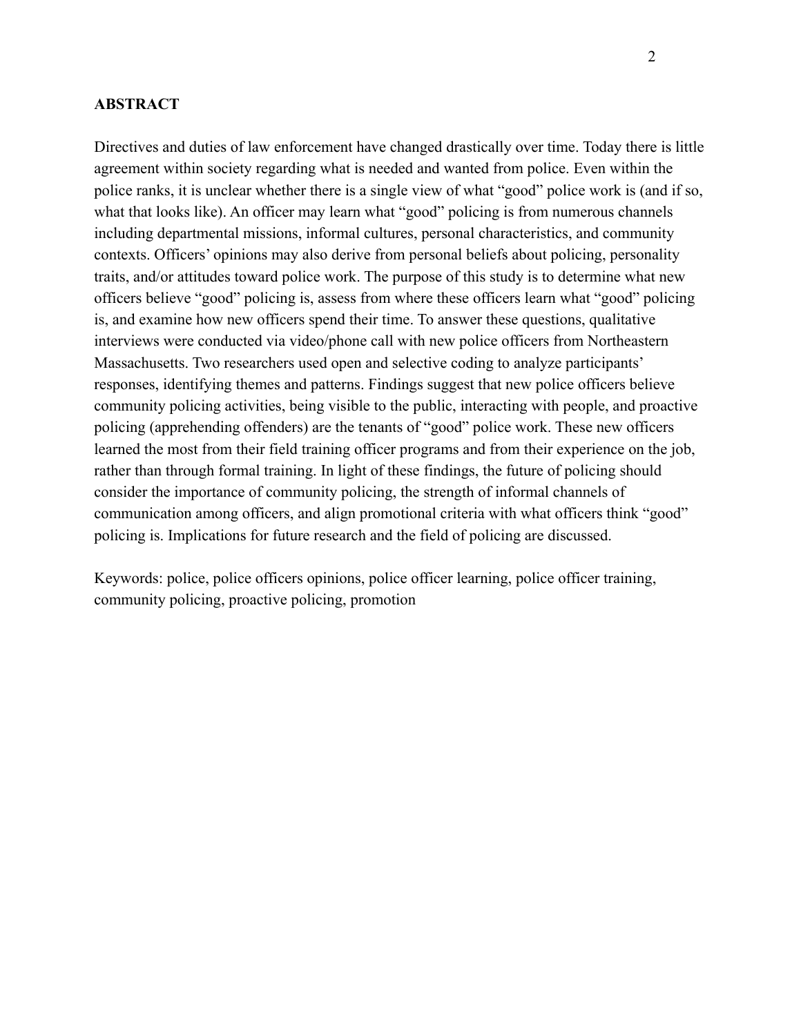**ABSTRACT**

Directives and duties of law enforcement have changed drastically over time. Today there is little agreement within society regarding what is needed and wanted from police. Even within the police ranks, it is unclear whether there is a single view of what "good" police work is (and if so, what that looks like). An officer may learn what "good" policing is from numerous channels including departmental missions, informal cultures, personal characteristics, and community contexts. Officers' opinions may also derive from personal beliefs about policing, personality traits, and/or attitudes toward police work. The purpose of this study is to determine what new officers believe "good" policing is, assess from where these officers learn what "good" policing is, and examine how new officers spend their time. To answer these questions, qualitative interviews were conducted via video/phone call with new police officers from Northeastern Massachusetts. Two researchers used open and selective coding to analyze participants' responses, identifying themes and patterns. Findings suggest that new police officers believe community policing activities, being visible to the public, interacting with people, and proactive policing (apprehending offenders) are the tenants of "good" police work. These new officers learned the most from their field training officer programs and from their experience on the job, rather than through formal training. In light of these findings, the future of policing should consider the importance of community policing, the strength of informal channels of communication among officers, and align promotional criteria with what officers think "good" policing is. Implications for future research and the field of policing are discussed.

Keywords: police, police officers opinions, police officer learning, police officer training, community policing, proactive policing, promotion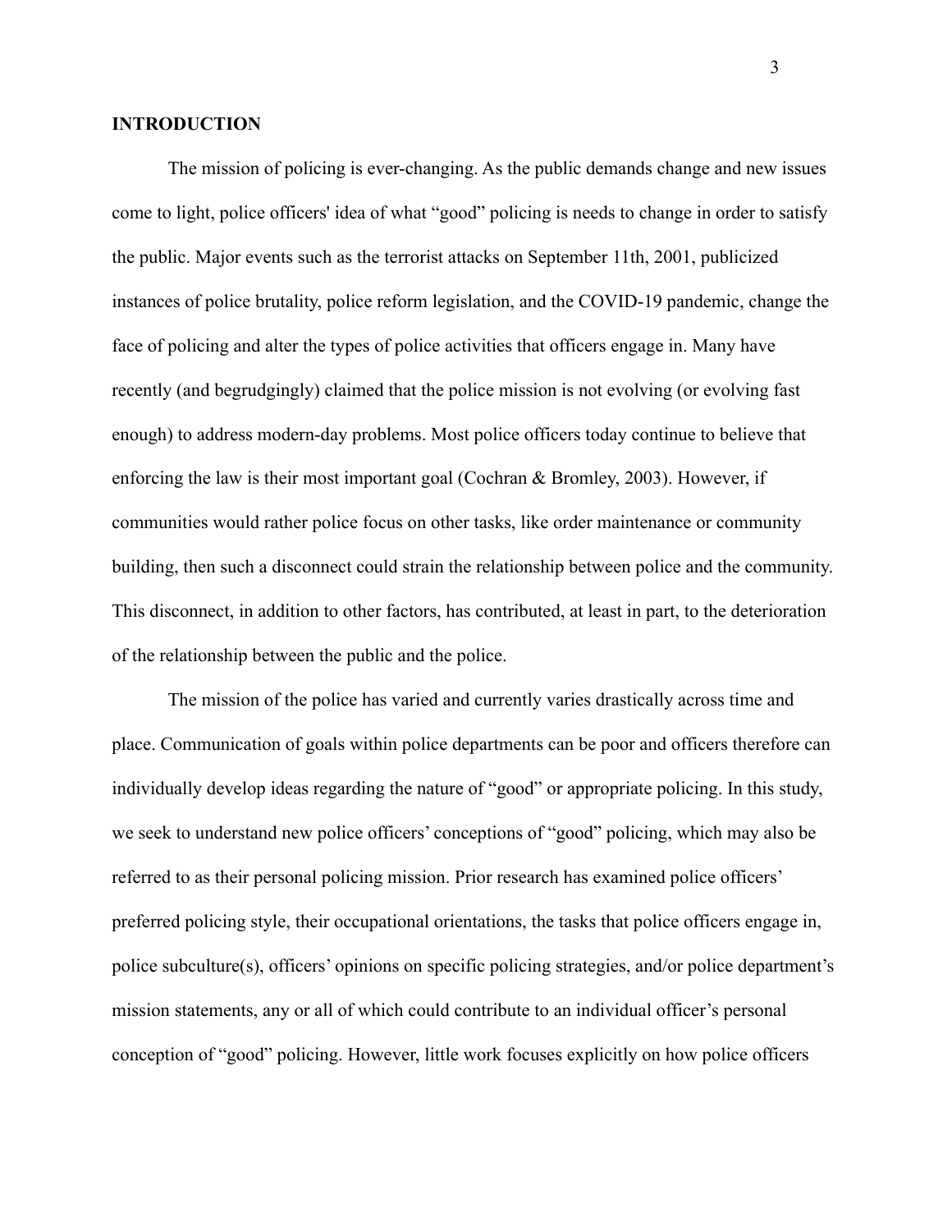## INTRODUCTION

The mission of policing is ever-changing. As the public demands change and new issues come to light, police officers' idea of what "good" policing is needs to change in order to satisfy the public. Major events such as the terrorist attacks on September 11th, 2001, publicized instances of police brutality, police reform legislation, and the COVID-19 pandemic, change the face of policing and alter the types of police activities that officers engage in. Many have recently (and begrudgingly) claimed that the police mission is not evolving (or evolving fast enough) to address modern-day problems. Most police officers today continue to believe that enforcing the law is their most important goal (Cochran & Bromley, 2003). However, if communities would rather police focus on other tasks, like order maintenance or community building, then such a disconnect could strain the relationship between police and the community. This disconnect, in addition to other factors, has contributed, at least in part, to the deterioration of the relationship between the public and the police.

The mission of the police has varied and currently varies drastically across time and place. Communication of goals within police departments can be poor and officers therefore can individually develop ideas regarding the nature of "good" or appropriate policing. In this study, we seek to understand new police officers' conceptions of "good" policing, which may also be referred to as their personal policing mission. Prior research has examined police officers' preferred policing style, their occupational orientations, the tasks that police officers engage in, police subculture(s), officers' opinions on specific policing strategies, and/or police department's mission statements, any or all of which could contribute to an individual officer's personal conception of "good" policing. However, little work focuses explicitly on how police officers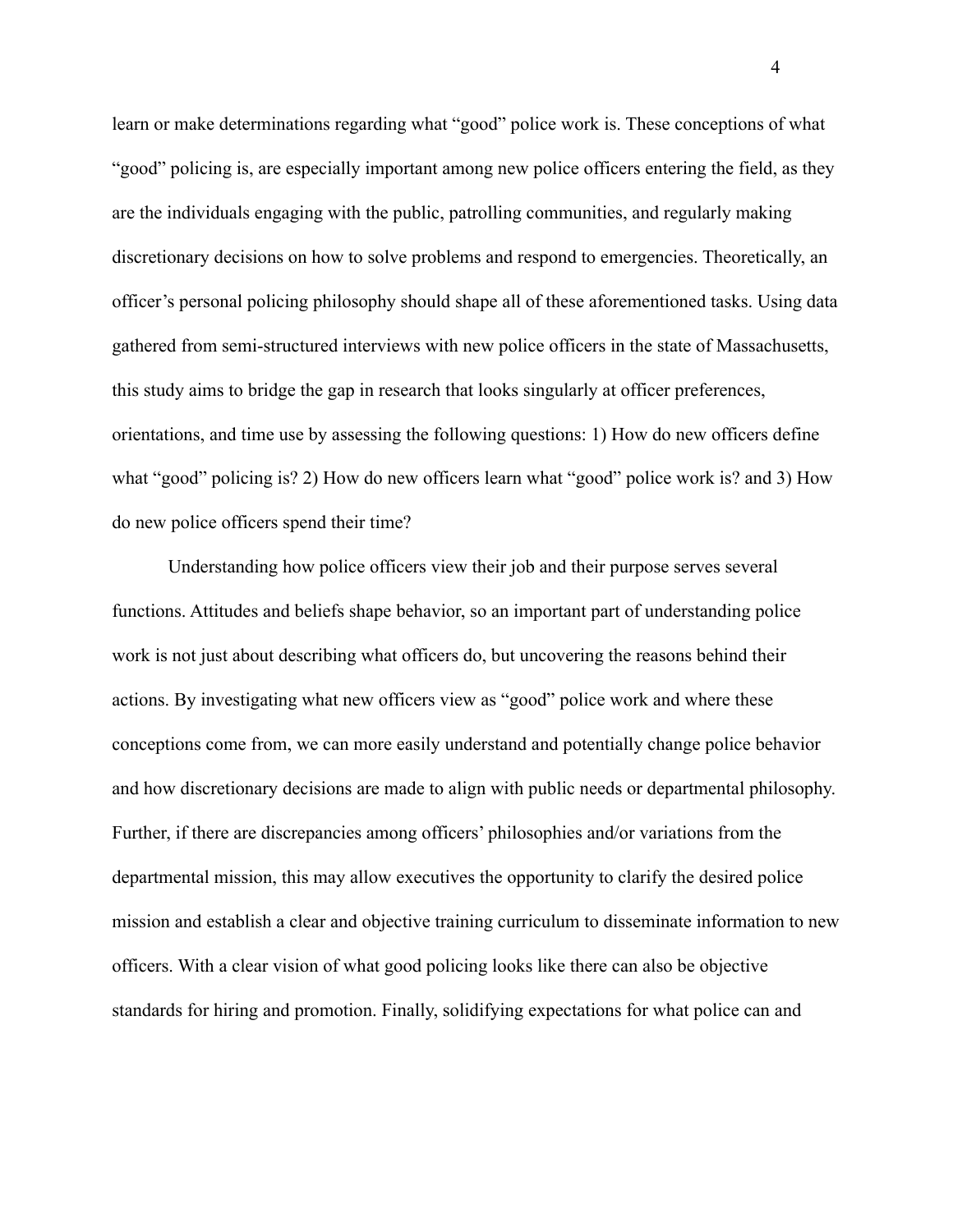learn or make determinations regarding what "good" police work is. These conceptions of what "good" policing is, are especially important among new police officers entering the field, as they are the individuals engaging with the public, patrolling communities, and regularly making discretionary decisions on how to solve problems and respond to emergencies. Theoretically, an officer's personal policing philosophy should shape all of these aforementioned tasks. Using data gathered from semi-structured interviews with new police officers in the state of Massachusetts, this study aims to bridge the gap in research that looks singularly at officer preferences, orientations, and time use by assessing the following questions: 1) How do new officers define what "good" policing is? 2) How do new officers learn what "good" police work is? and 3) How do new police officers spend their time?

Understanding how police officers view their job and their purpose serves several functions. Attitudes and beliefs shape behavior, so an important part of understanding police work is not just about describing what officers do, but uncovering the reasons behind their actions. By investigating what new officers view as "good" police work and where these conceptions come from, we can more easily understand and potentially change police behavior and how discretionary decisions are made to align with public needs or departmental philosophy. Further, if there are discrepancies among officers' philosophies and/or variations from the departmental mission, this may allow executives the opportunity to clarify the desired police mission and establish a clear and objective training curriculum to disseminate information to new officers. With a clear vision of what good policing looks like there can also be objective standards for hiring and promotion. Finally, solidifying expectations for what police can and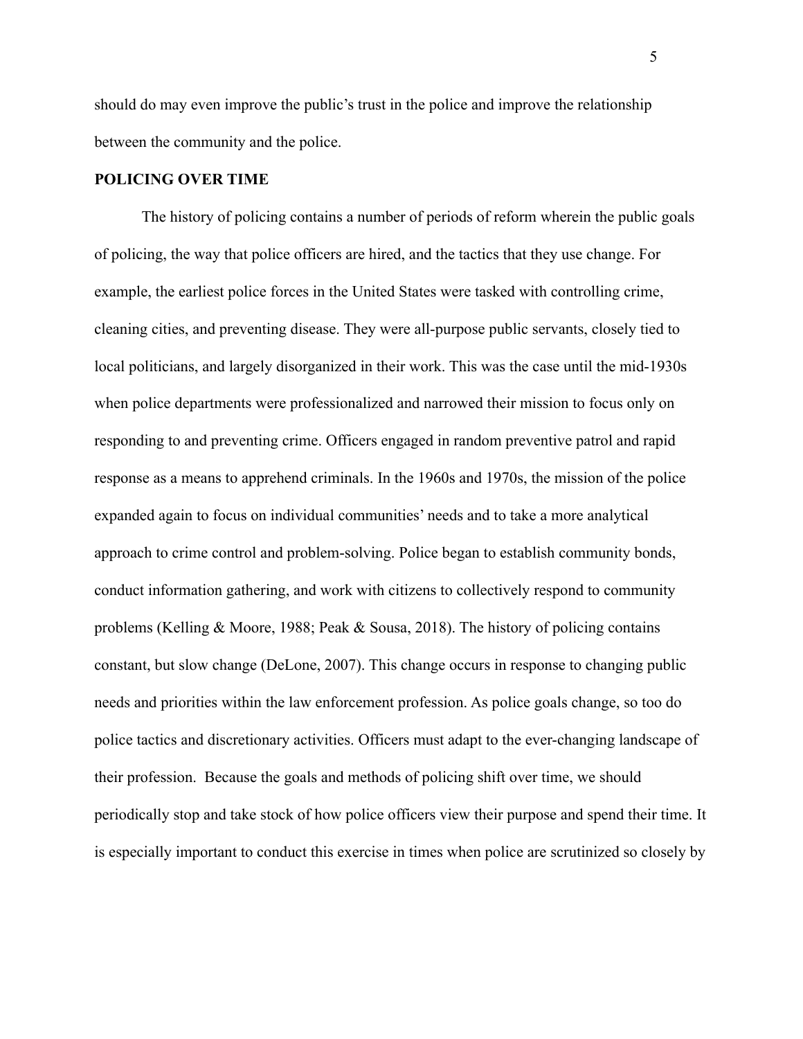should do may even improve the public's trust in the police and improve the relationship between the community and the police.

## POLICING OVER TIME

The history of policing contains a number of periods of reform wherein the public goals of policing, the way that police officers are hired, and the tactics that they use change. For example, the earliest police forces in the United States were tasked with controlling crime, cleaning cities, and preventing disease. They were all-purpose public servants, closely tied to local politicians, and largely disorganized in their work. This was the case until the mid-1930s when police departments were professionalized and narrowed their mission to focus only on responding to and preventing crime. Officers engaged in random preventive patrol and rapid response as a means to apprehend criminals. In the 1960s and 1970s, the mission of the police expanded again to focus on individual communities' needs and to take a more analytical approach to crime control and problem-solving. Police began to establish community bonds, conduct information gathering, and work with citizens to collectively respond to community problems (Kelling & Moore, 1988; Peak & Sousa, 2018). The history of policing contains constant, but slow change (DeLone, 2007). This change occurs in response to changing public needs and priorities within the law enforcement profession. As police goals change, so too do police tactics and discretionary activities. Officers must adapt to the ever-changing landscape of their profession. Because the goals and methods of policing shift over time, we should periodically stop and take stock of how police officers view their purpose and spend their time. It is especially important to conduct this exercise in times when police are scrutinized so closely by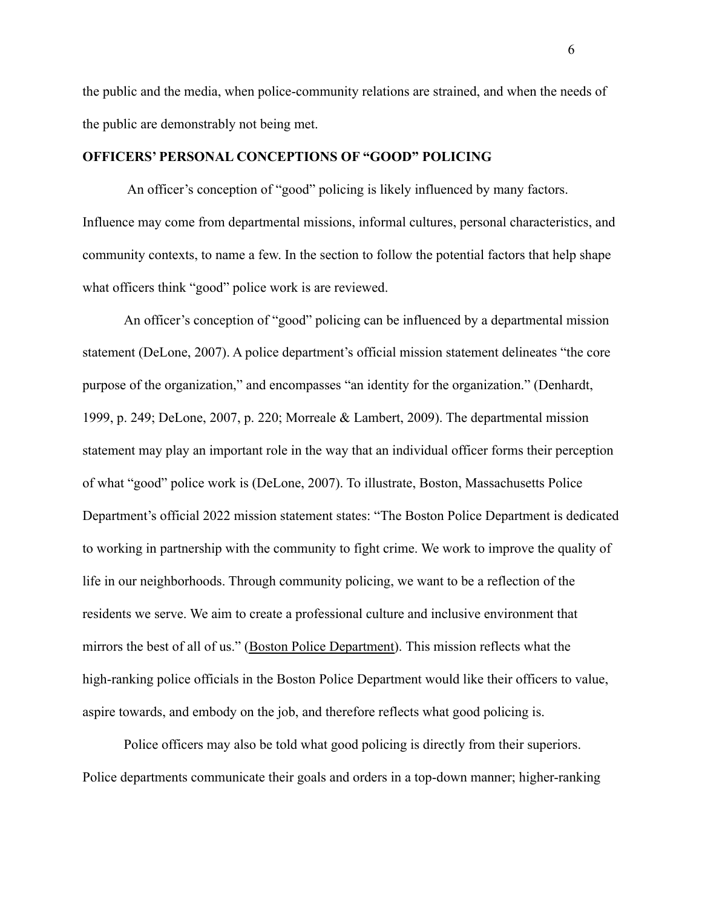the public and the media, when police-community relations are strained, and when the needs of the public are demonstrably not being met.

## OFFICERS' PERSONAL CONCEPTIONS OF "GOOD" POLICING

An officer's conception of "good" policing is likely influenced by many factors. Influence may come from departmental missions, informal cultures, personal characteristics, and community contexts, to name a few. In the section to follow the potential factors that help shape what officers think "good" police work is are reviewed.

An officer's conception of "good" policing can be influenced by a departmental mission statement (DeLone, 2007). A police department's official mission statement delineates "the core purpose of the organization," and encompasses "an identity for the organization." (Denhardt, 1999, p. 249; DeLone, 2007, p. 220; Morreale & Lambert, 2009). The departmental mission statement may play an important role in the way that an individual officer forms their perception of what "good" police work is (DeLone, 2007). To illustrate, Boston, Massachusetts Police Department's official 2022 mission statement states: "The Boston Police Department is dedicated to working in partnership with the community to fight crime. We work to improve the quality of life in our neighborhoods. Through community policing, we want to be a reflection of the residents we serve. We aim to create a professional culture and inclusive environment that mirrors the best of all of us." (Boston Police Department). This mission reflects what the high-ranking police officials in the Boston Police Department would like their officers to value, aspire towards, and embody on the job, and therefore reflects what good policing is.

Police officers may also be told what good policing is directly from their superiors. Police departments communicate their goals and orders in a top-down manner; higher-ranking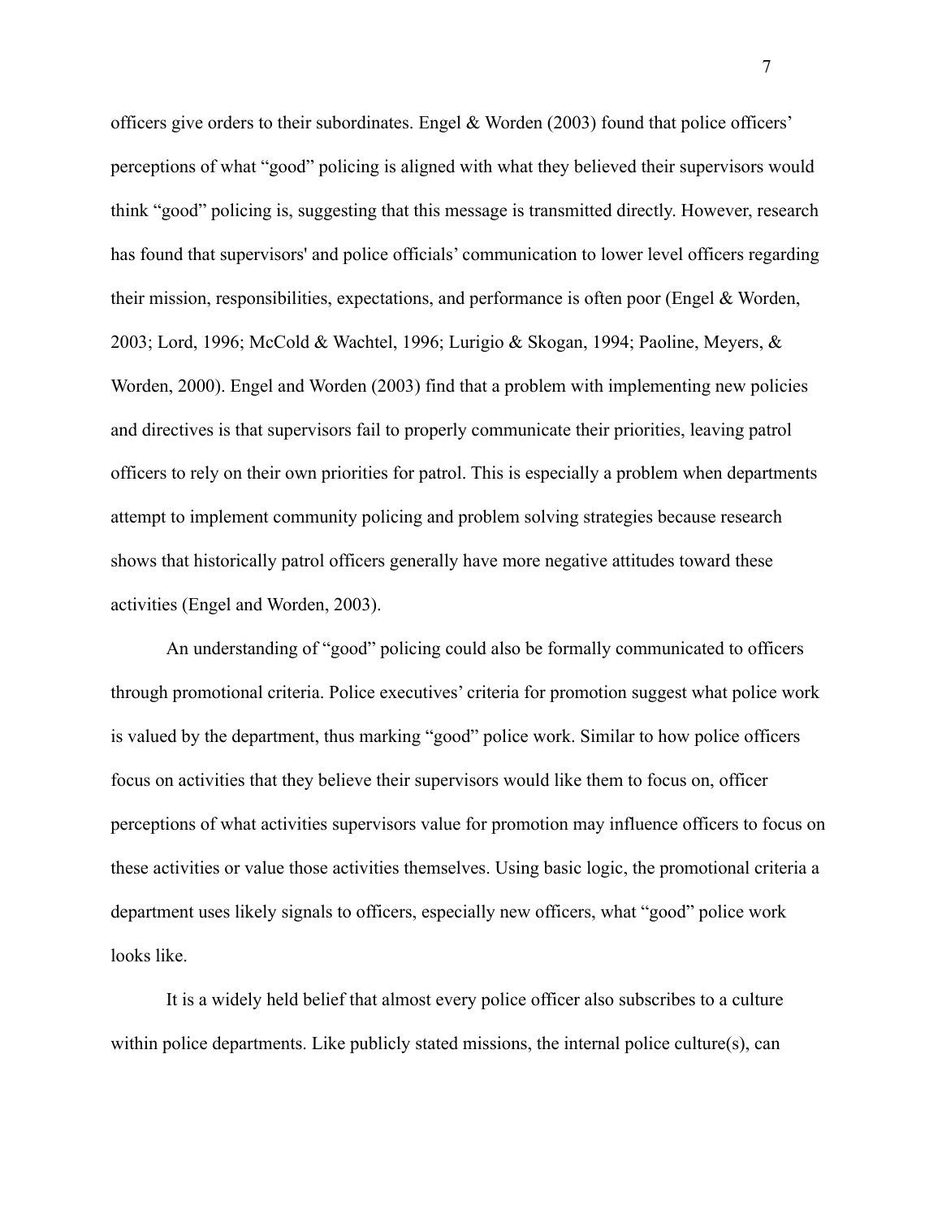officers give orders to their subordinates. Engel & Worden (2003) found that police officers' perceptions of what "good" policing is aligned with what they believed their supervisors would think "good" policing is, suggesting that this message is transmitted directly. However, research has found that supervisors' and police officials' communication to lower level officers regarding their mission, responsibilities, expectations, and performance is often poor (Engel & Worden, 2003; Lord, 1996; McCold & Wachtel, 1996; Lurigio & Skogan, 1994; Paoline, Meyers, & Worden, 2000). Engel and Worden (2003) find that a problem with implementing new policies and directives is that supervisors fail to properly communicate their priorities, leaving patrol officers to rely on their own priorities for patrol. This is especially a problem when departments attempt to implement community policing and problem solving strategies because research shows that historically patrol officers generally have more negative attitudes toward these activities (Engel and Worden, 2003).

An understanding of "good" policing could also be formally communicated to officers through promotional criteria. Police executives' criteria for promotion suggest what police work is valued by the department, thus marking "good" police work. Similar to how police officers focus on activities that they believe their supervisors would like them to focus on, officer perceptions of what activities supervisors value for promotion may influence officers to focus on these activities or value those activities themselves. Using basic logic, the promotional criteria a department uses likely signals to officers, especially new officers, what "good" police work looks like.

It is a widely held belief that almost every police officer also subscribes to a culture within police departments. Like publicly stated missions, the internal police culture(s), can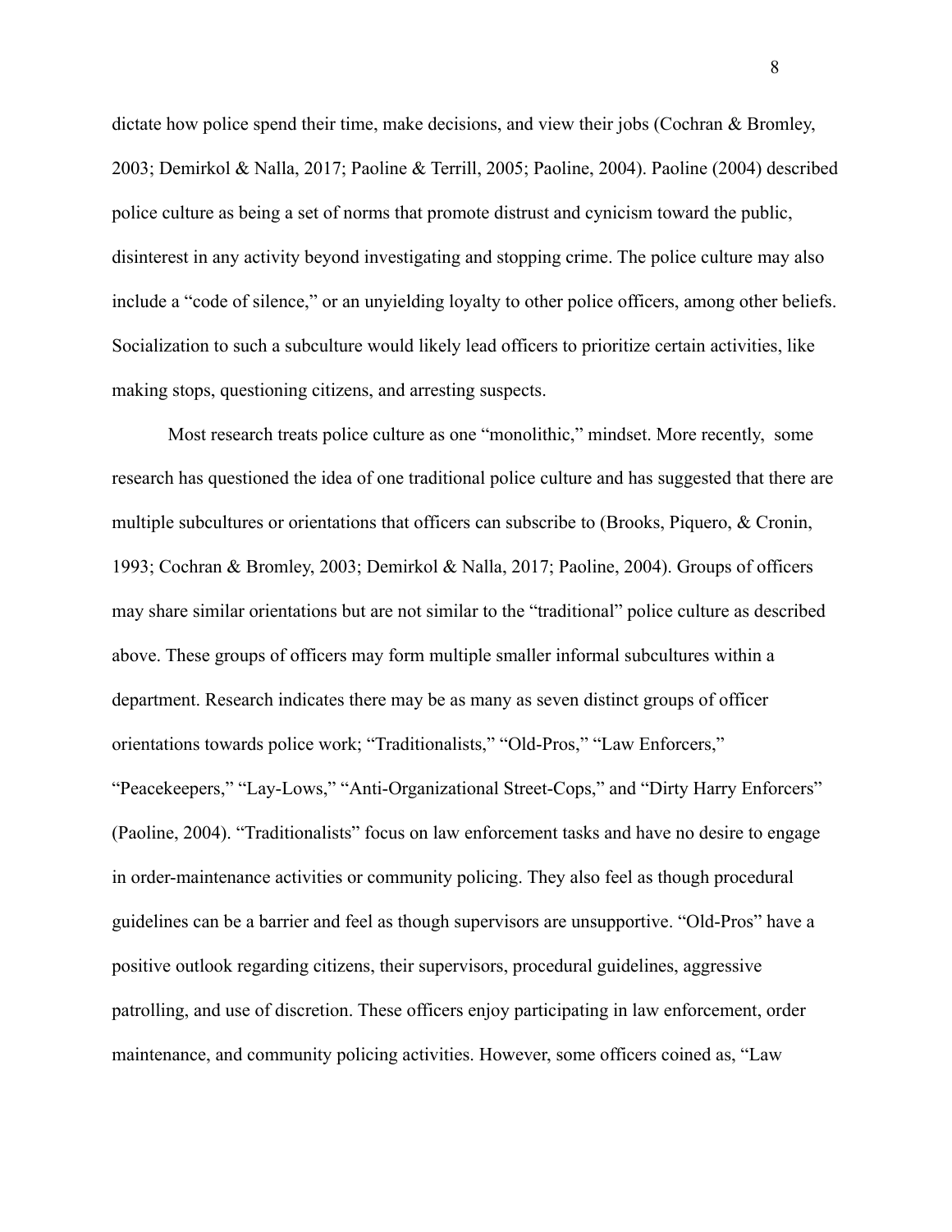dictate how police spend their time, make decisions, and view their jobs (Cochran & Bromley, 2003; Demirkol & Nalla, 2017; Paoline & Terrill, 2005; Paoline, 2004). Paoline (2004) described police culture as being a set of norms that promote distrust and cynicism toward the public, disinterest in any activity beyond investigating and stopping crime. The police culture may also include a "code of silence," or an unyielding loyalty to other police officers, among other beliefs. Socialization to such a subculture would likely lead officers to prioritize certain activities, like making stops, questioning citizens, and arresting suspects.

Most research treats police culture as one "monolithic," mindset. More recently, some research has questioned the idea of one traditional police culture and has suggested that there are multiple subcultures or orientations that officers can subscribe to (Brooks, Piquero, & Cronin, 1993; Cochran & Bromley, 2003; Demirkol & Nalla, 2017; Paoline, 2004). Groups of officers may share similar orientations but are not similar to the "traditional" police culture as described above. These groups of officers may form multiple smaller informal subcultures within a department. Research indicates there may be as many as seven distinct groups of officer orientations towards police work; "Traditionalists," "Old-Pros," "Law Enforcers," "Peacekeepers," "Lay-Lows," "Anti-Organizational Street-Cops," and "Dirty Harry Enforcers" (Paoline, 2004). "Traditionalists" focus on law enforcement tasks and have no desire to engage in order-maintenance activities or community policing. They also feel as though procedural guidelines can be a barrier and feel as though supervisors are unsupportive. "Old-Pros" have a positive outlook regarding citizens, their supervisors, procedural guidelines, aggressive patrolling, and use of discretion. These officers enjoy participating in law enforcement, order maintenance, and community policing activities. However, some officers coined as, "Law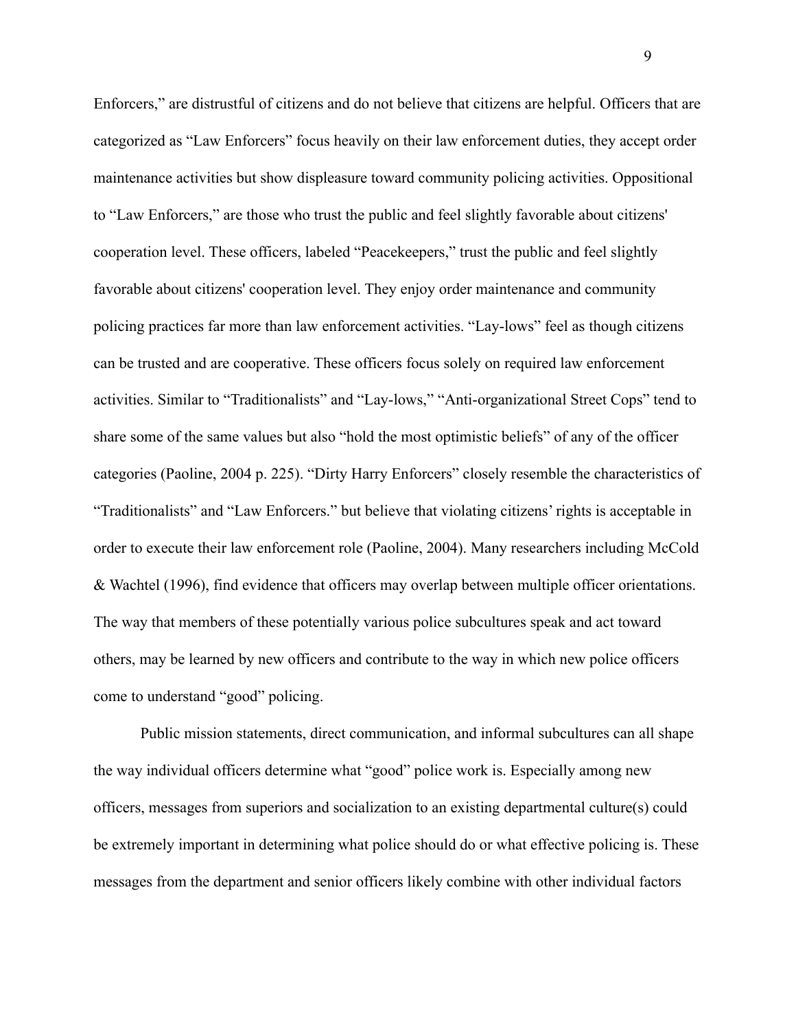Enforcers," are distrustful of citizens and do not believe that citizens are helpful. Officers that are categorized as "Law Enforcers" focus heavily on their law enforcement duties, they accept order maintenance activities but show displeasure toward community policing activities. Oppositional to "Law Enforcers," are those who trust the public and feel slightly favorable about citizens' cooperation level. These officers, labeled "Peacekeepers," trust the public and feel slightly favorable about citizens' cooperation level. They enjoy order maintenance and community policing practices far more than law enforcement activities. "Lay-lows" feel as though citizens can be trusted and are cooperative. These officers focus solely on required law enforcement activities. Similar to "Traditionalists" and "Lay-lows," "Anti-organizational Street Cops" tend to share some of the same values but also "hold the most optimistic beliefs" of any of the officer categories (Paoline, 2004 p. 225). "Dirty Harry Enforcers" closely resemble the characteristics of "Traditionalists" and "Law Enforcers." but believe that violating citizens' rights is acceptable in order to execute their law enforcement role (Paoline, 2004). Many researchers including McCold & Wachtel (1996), find evidence that officers may overlap between multiple officer orientations. The way that members of these potentially various police subcultures speak and act toward others, may be learned by new officers and contribute to the way in which new police officers come to understand "good" policing.

Public mission statements, direct communication, and informal subcultures can all shape the way individual officers determine what "good" police work is. Especially among new officers, messages from superiors and socialization to an existing departmental culture(s) could be extremely important in determining what police should do or what effective policing is. These messages from the department and senior officers likely combine with other individual factors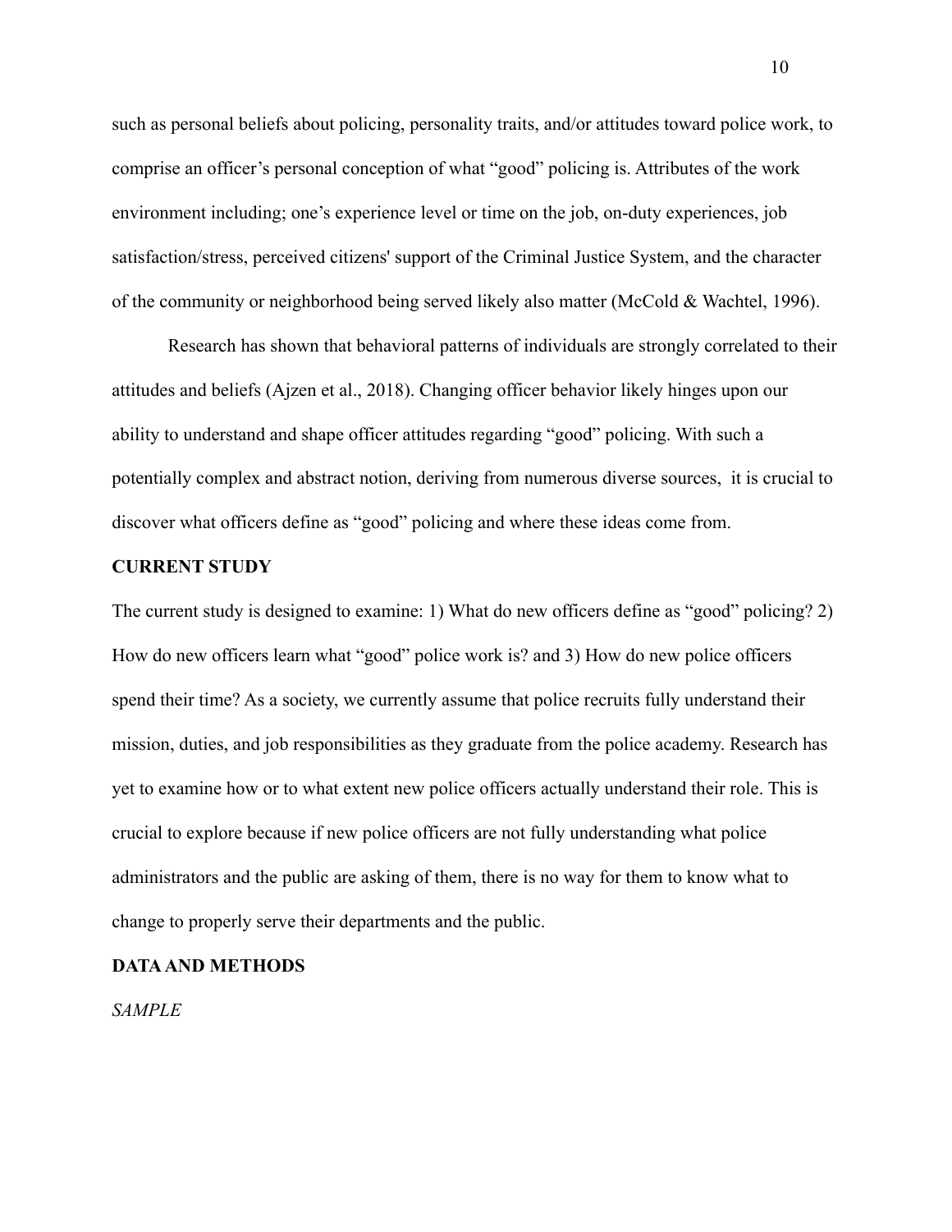such as personal beliefs about policing, personality traits, and/or attitudes toward police work, to comprise an officer's personal conception of what "good" policing is. Attributes of the work environment including; one's experience level or time on the job, on-duty experiences, job satisfaction/stress, perceived citizens' support of the Criminal Justice System, and the character of the community or neighborhood being served likely also matter (McCold & Wachtel, 1996).

Research has shown that behavioral patterns of individuals are strongly correlated to their attitudes and beliefs (Ajzen et al., 2018). Changing officer behavior likely hinges upon our ability to understand and shape officer attitudes regarding "good" policing. With such a potentially complex and abstract notion, deriving from numerous diverse sources, it is crucial to discover what officers define as "good" policing and where these ideas come from.

## CURRENT STUDY

The current study is designed to examine: 1) What do new officers define as "good" policing? 2) How do new officers learn what "good" police work is? and 3) How do new police officers spend their time? As a society, we currently assume that police recruits fully understand their mission, duties, and job responsibilities as they graduate from the police academy. Research has yet to examine how or to what extent new police officers actually understand their role. This is crucial to explore because if new police officers are not fully understanding what police administrators and the public are asking of them, there is no way for them to know what to change to properly serve their departments and the public.

## DATA AND METHODS

### *SAMPLE*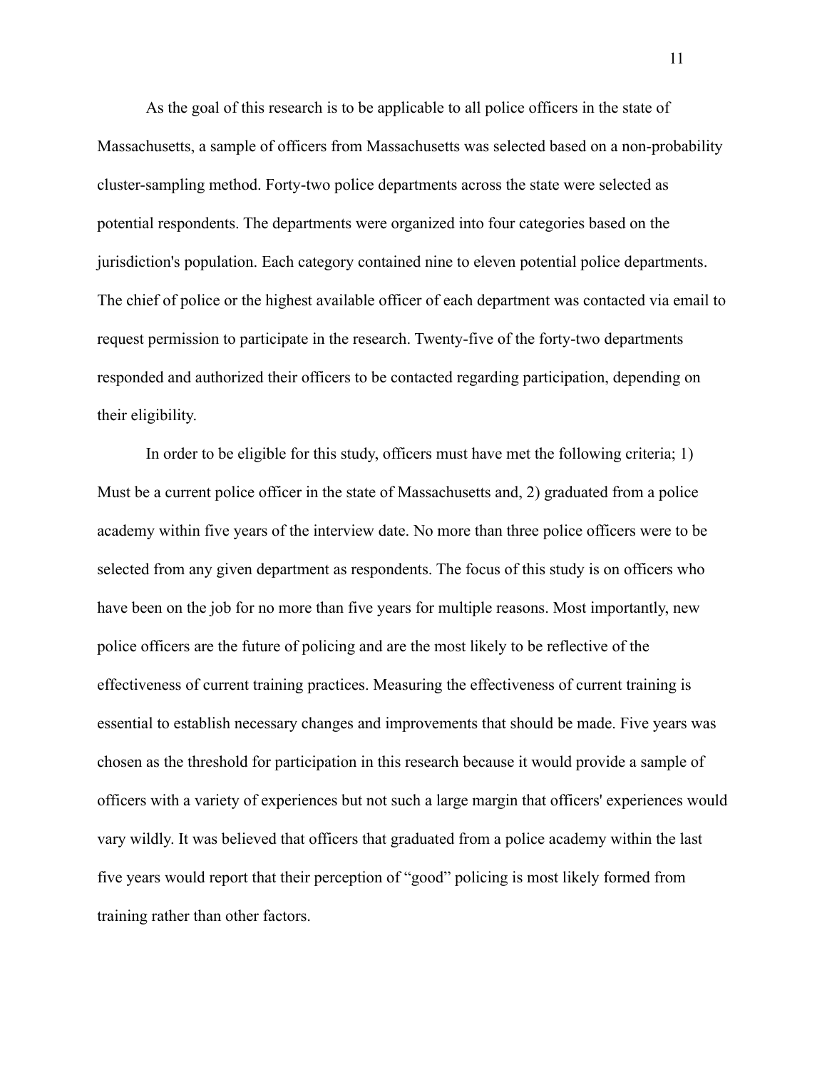As the goal of this research is to be applicable to all police officers in the state of Massachusetts, a sample of officers from Massachusetts was selected based on a non-probability cluster-sampling method. Forty-two police departments across the state were selected as potential respondents. The departments were organized into four categories based on the jurisdiction's population. Each category contained nine to eleven potential police departments. The chief of police or the highest available officer of each department was contacted via email to request permission to participate in the research. Twenty-five of the forty-two departments responded and authorized their officers to be contacted regarding participation, depending on their eligibility.

In order to be eligible for this study, officers must have met the following criteria; 1) Must be a current police officer in the state of Massachusetts and, 2) graduated from a police academy within five years of the interview date. No more than three police officers were to be selected from any given department as respondents. The focus of this study is on officers who have been on the job for no more than five years for multiple reasons. Most importantly, new police officers are the future of policing and are the most likely to be reflective of the effectiveness of current training practices. Measuring the effectiveness of current training is essential to establish necessary changes and improvements that should be made. Five years was chosen as the threshold for participation in this research because it would provide a sample of officers with a variety of experiences but not such a large margin that officers' experiences would vary wildly. It was believed that officers that graduated from a police academy within the last five years would report that their perception of "good" policing is most likely formed from training rather than other factors.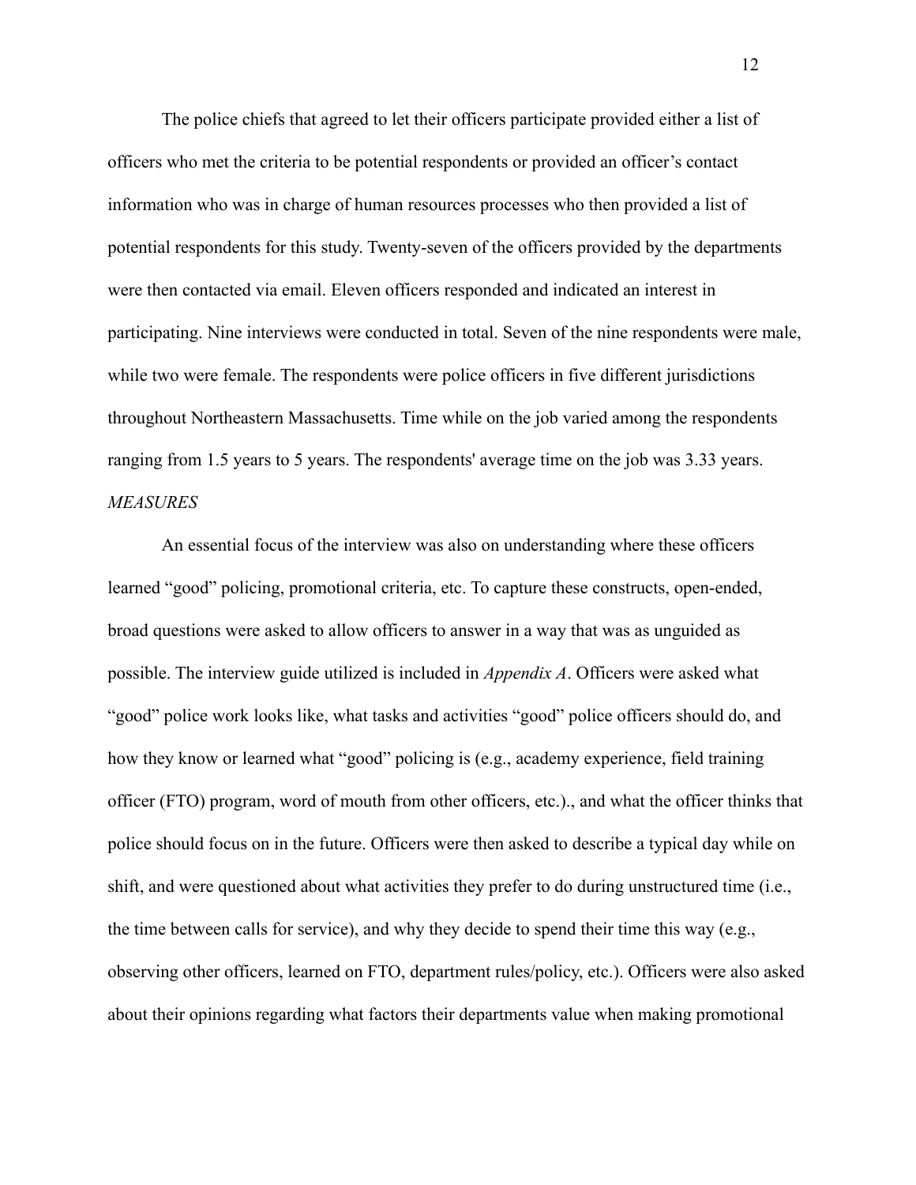The police chiefs that agreed to let their officers participate provided either a list of officers who met the criteria to be potential respondents or provided an officer’s contact information who was in charge of human resources processes who then provided a list of potential respondents for this study. Twenty-seven of the officers provided by the departments were then contacted via email. Eleven officers responded and indicated an interest in participating. Nine interviews were conducted in total. Seven of the nine respondents were male, while two were female. The respondents were police officers in five different jurisdictions throughout Northeastern Massachusetts. Time while on the job varied among the respondents ranging from 1.5 years to 5 years. The respondents' average time on the job was 3.33 years.

*MEASURES*

An essential focus of the interview was also on understanding where these officers learned “good” policing, promotional criteria, etc. To capture these constructs, open-ended, broad questions were asked to allow officers to answer in a way that was as unguided as possible. The interview guide utilized is included in *Appendix A*. Officers were asked what “good” police work looks like, what tasks and activities “good” police officers should do, and how they know or learned what “good” policing is (e.g., academy experience, field training officer (FTO) program, word of mouth from other officers, etc.)., and what the officer thinks that police should focus on in the future. Officers were then asked to describe a typical day while on shift, and were questioned about what activities they prefer to do during unstructured time (i.e., the time between calls for service), and why they decide to spend their time this way (e.g., observing other officers, learned on FTO, department rules/policy, etc.). Officers were also asked about their opinions regarding what factors their departments value when making promotional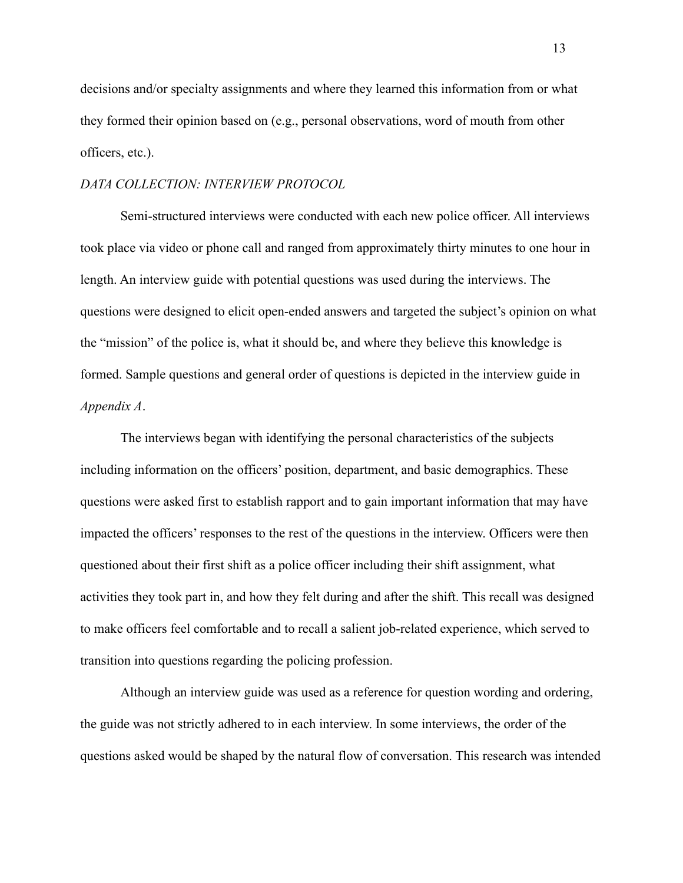decisions and/or specialty assignments and where they learned this information from or what they formed their opinion based on (e.g., personal observations, word of mouth from other officers, etc.).

### *DATA COLLECTION: INTERVIEW PROTOCOL*

Semi-structured interviews were conducted with each new police officer. All interviews took place via video or phone call and ranged from approximately thirty minutes to one hour in length. An interview guide with potential questions was used during the interviews. The questions were designed to elicit open-ended answers and targeted the subject's opinion on what the "mission" of the police is, what it should be, and where they believe this knowledge is formed. Sample questions and general order of questions is depicted in the interview guide in *Appendix A*.

The interviews began with identifying the personal characteristics of the subjects including information on the officers' position, department, and basic demographics. These questions were asked first to establish rapport and to gain important information that may have impacted the officers' responses to the rest of the questions in the interview. Officers were then questioned about their first shift as a police officer including their shift assignment, what activities they took part in, and how they felt during and after the shift. This recall was designed to make officers feel comfortable and to recall a salient job-related experience, which served to transition into questions regarding the policing profession.

Although an interview guide was used as a reference for question wording and ordering, the guide was not strictly adhered to in each interview. In some interviews, the order of the questions asked would be shaped by the natural flow of conversation. This research was intended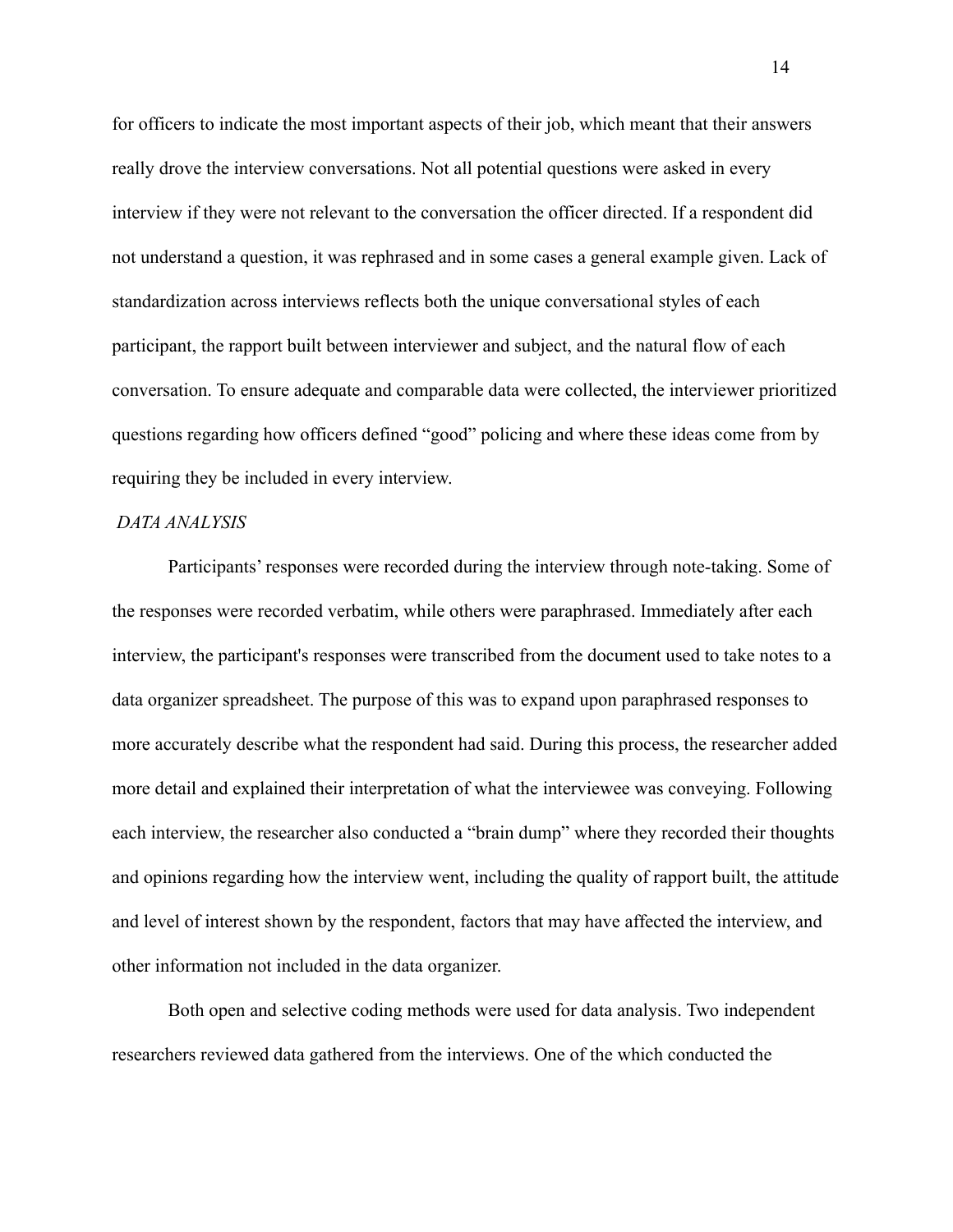for officers to indicate the most important aspects of their job, which meant that their answers really drove the interview conversations. Not all potential questions were asked in every interview if they were not relevant to the conversation the officer directed. If a respondent did not understand a question, it was rephrased and in some cases a general example given. Lack of standardization across interviews reflects both the unique conversational styles of each participant, the rapport built between interviewer and subject, and the natural flow of each conversation. To ensure adequate and comparable data were collected, the interviewer prioritized questions regarding how officers defined "good" policing and where these ideas come from by requiring they be included in every interview.

### *DATA ANALYSIS*

Participants' responses were recorded during the interview through note-taking. Some of the responses were recorded verbatim, while others were paraphrased. Immediately after each interview, the participant's responses were transcribed from the document used to take notes to a data organizer spreadsheet. The purpose of this was to expand upon paraphrased responses to more accurately describe what the respondent had said. During this process, the researcher added more detail and explained their interpretation of what the interviewee was conveying. Following each interview, the researcher also conducted a "brain dump" where they recorded their thoughts and opinions regarding how the interview went, including the quality of rapport built, the attitude and level of interest shown by the respondent, factors that may have affected the interview, and other information not included in the data organizer.

Both open and selective coding methods were used for data analysis. Two independent researchers reviewed data gathered from the interviews. One of the which conducted the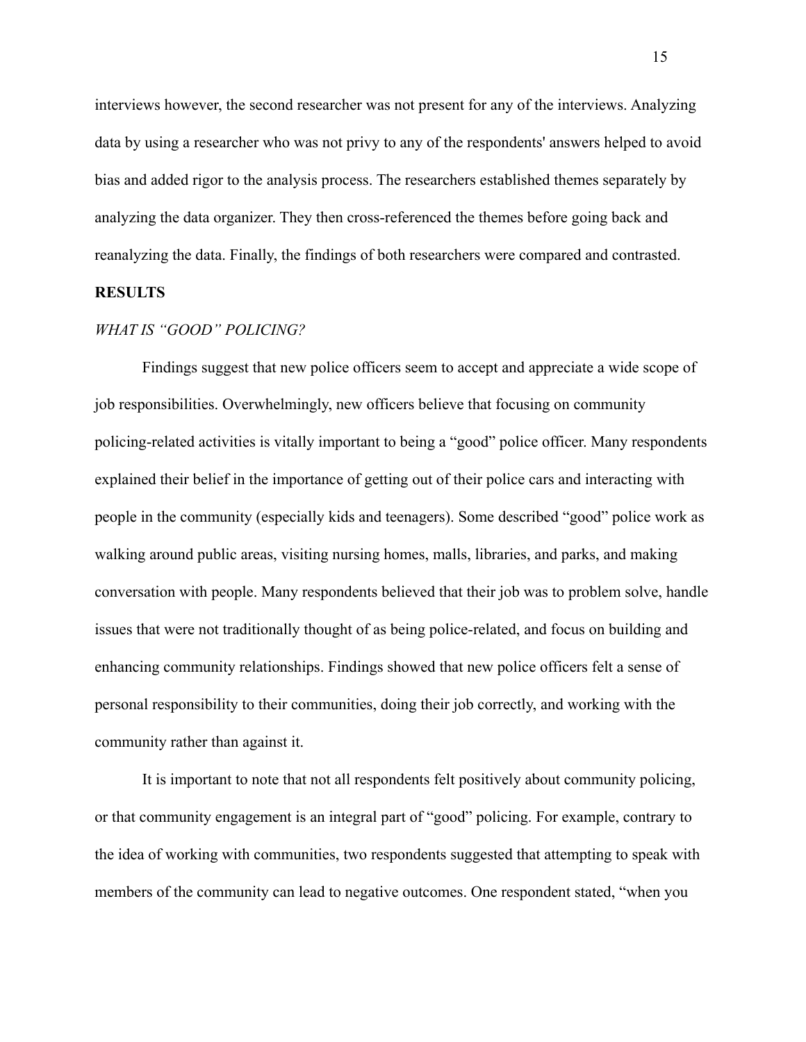interviews however, the second researcher was not present for any of the interviews. Analyzing data by using a researcher who was not privy to any of the respondents' answers helped to avoid bias and added rigor to the analysis process. The researchers established themes separately by analyzing the data organizer. They then cross-referenced the themes before going back and reanalyzing the data. Finally, the findings of both researchers were compared and contrasted.

## RESULTS

### *WHAT IS "GOOD" POLICING?*

Findings suggest that new police officers seem to accept and appreciate a wide scope of job responsibilities. Overwhelmingly, new officers believe that focusing on community policing-related activities is vitally important to being a "good" police officer. Many respondents explained their belief in the importance of getting out of their police cars and interacting with people in the community (especially kids and teenagers). Some described "good" police work as walking around public areas, visiting nursing homes, malls, libraries, and parks, and making conversation with people. Many respondents believed that their job was to problem solve, handle issues that were not traditionally thought of as being police-related, and focus on building and enhancing community relationships. Findings showed that new police officers felt a sense of personal responsibility to their communities, doing their job correctly, and working with the community rather than against it.

It is important to note that not all respondents felt positively about community policing, or that community engagement is an integral part of "good" policing. For example, contrary to the idea of working with communities, two respondents suggested that attempting to speak with members of the community can lead to negative outcomes. One respondent stated, "when you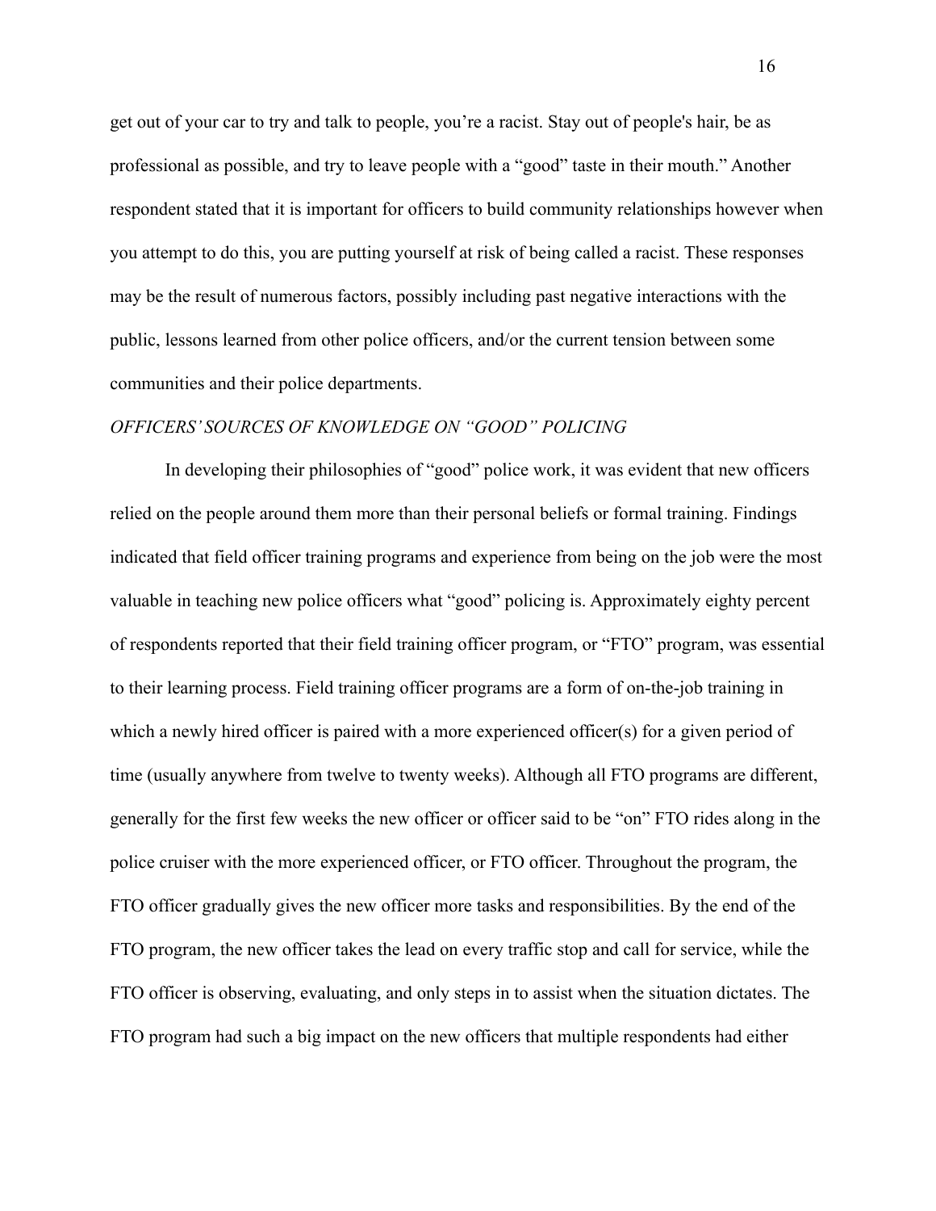get out of your car to try and talk to people, you're a racist. Stay out of people's hair, be as professional as possible, and try to leave people with a "good" taste in their mouth." Another respondent stated that it is important for officers to build community relationships however when you attempt to do this, you are putting yourself at risk of being called a racist. These responses may be the result of numerous factors, possibly including past negative interactions with the public, lessons learned from other police officers, and/or the current tension between some communities and their police departments.

*OFFICERS' SOURCES OF KNOWLEDGE ON "GOOD" POLICING*

In developing their philosophies of "good" police work, it was evident that new officers relied on the people around them more than their personal beliefs or formal training. Findings indicated that field officer training programs and experience from being on the job were the most valuable in teaching new police officers what "good" policing is. Approximately eighty percent of respondents reported that their field training officer program, or "FTO" program, was essential to their learning process. Field training officer programs are a form of on-the-job training in which a newly hired officer is paired with a more experienced officer(s) for a given period of time (usually anywhere from twelve to twenty weeks). Although all FTO programs are different, generally for the first few weeks the new officer or officer said to be "on" FTO rides along in the police cruiser with the more experienced officer, or FTO officer. Throughout the program, the FTO officer gradually gives the new officer more tasks and responsibilities. By the end of the FTO program, the new officer takes the lead on every traffic stop and call for service, while the FTO officer is observing, evaluating, and only steps in to assist when the situation dictates. The FTO program had such a big impact on the new officers that multiple respondents had either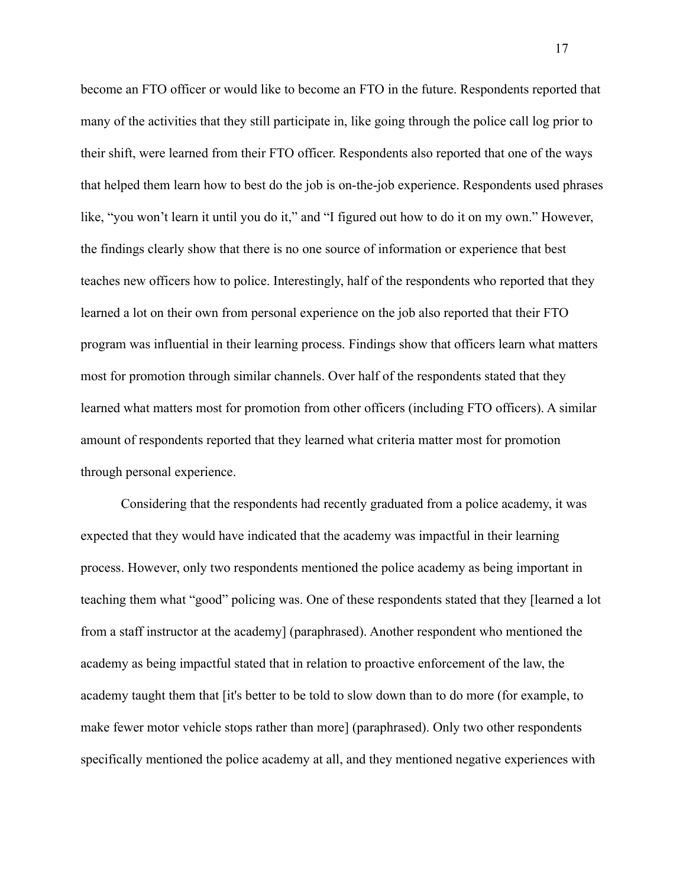become an FTO officer or would like to become an FTO in the future. Respondents reported that many of the activities that they still participate in, like going through the police call log prior to their shift, were learned from their FTO officer. Respondents also reported that one of the ways that helped them learn how to best do the job is on-the-job experience. Respondents used phrases like, "you won't learn it until you do it," and "I figured out how to do it on my own." However, the findings clearly show that there is no one source of information or experience that best teaches new officers how to police. Interestingly, half of the respondents who reported that they learned a lot on their own from personal experience on the job also reported that their FTO program was influential in their learning process. Findings show that officers learn what matters most for promotion through similar channels. Over half of the respondents stated that they learned what matters most for promotion from other officers (including FTO officers). A similar amount of respondents reported that they learned what criteria matter most for promotion through personal experience.

Considering that the respondents had recently graduated from a police academy, it was expected that they would have indicated that the academy was impactful in their learning process. However, only two respondents mentioned the police academy as being important in teaching them what "good" policing was. One of these respondents stated that they [learned a lot from a staff instructor at the academy] (paraphrased). Another respondent who mentioned the academy as being impactful stated that in relation to proactive enforcement of the law, the academy taught them that [it's better to be told to slow down than to do more (for example, to make fewer motor vehicle stops rather than more] (paraphrased). Only two other respondents specifically mentioned the police academy at all, and they mentioned negative experiences with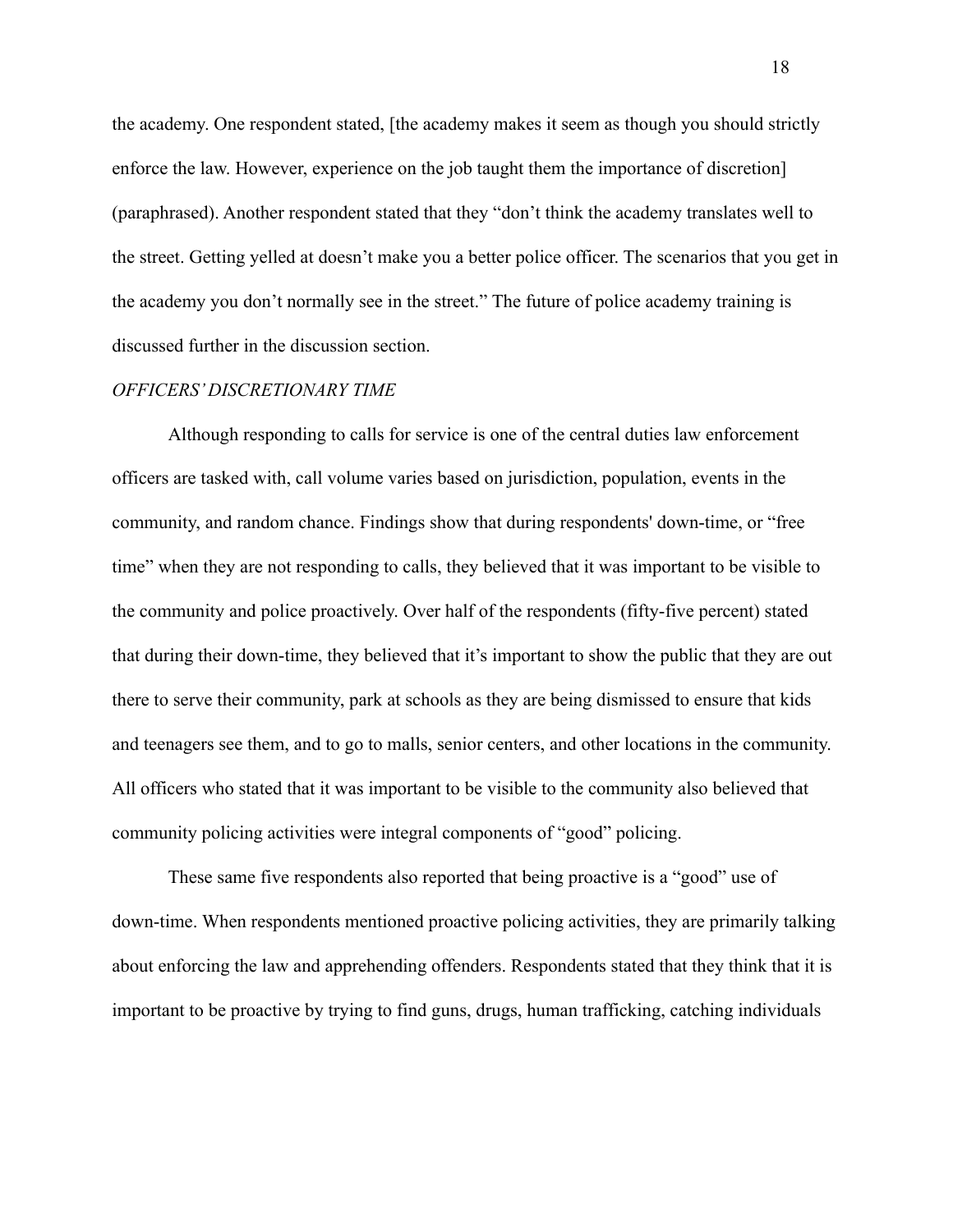the academy. One respondent stated, [the academy makes it seem as though you should strictly enforce the law. However, experience on the job taught them the importance of discretion] (paraphrased). Another respondent stated that they "don't think the academy translates well to the street. Getting yelled at doesn't make you a better police officer. The scenarios that you get in the academy you don't normally see in the street." The future of police academy training is discussed further in the discussion section.

### *OFFICERS' DISCRETIONARY TIME*

Although responding to calls for service is one of the central duties law enforcement officers are tasked with, call volume varies based on jurisdiction, population, events in the community, and random chance. Findings show that during respondents' down-time, or "free time" when they are not responding to calls, they believed that it was important to be visible to the community and police proactively. Over half of the respondents (fifty-five percent) stated that during their down-time, they believed that it's important to show the public that they are out there to serve their community, park at schools as they are being dismissed to ensure that kids and teenagers see them, and to go to malls, senior centers, and other locations in the community. All officers who stated that it was important to be visible to the community also believed that community policing activities were integral components of "good" policing.

These same five respondents also reported that being proactive is a "good" use of down-time. When respondents mentioned proactive policing activities, they are primarily talking about enforcing the law and apprehending offenders. Respondents stated that they think that it is important to be proactive by trying to find guns, drugs, human trafficking, catching individuals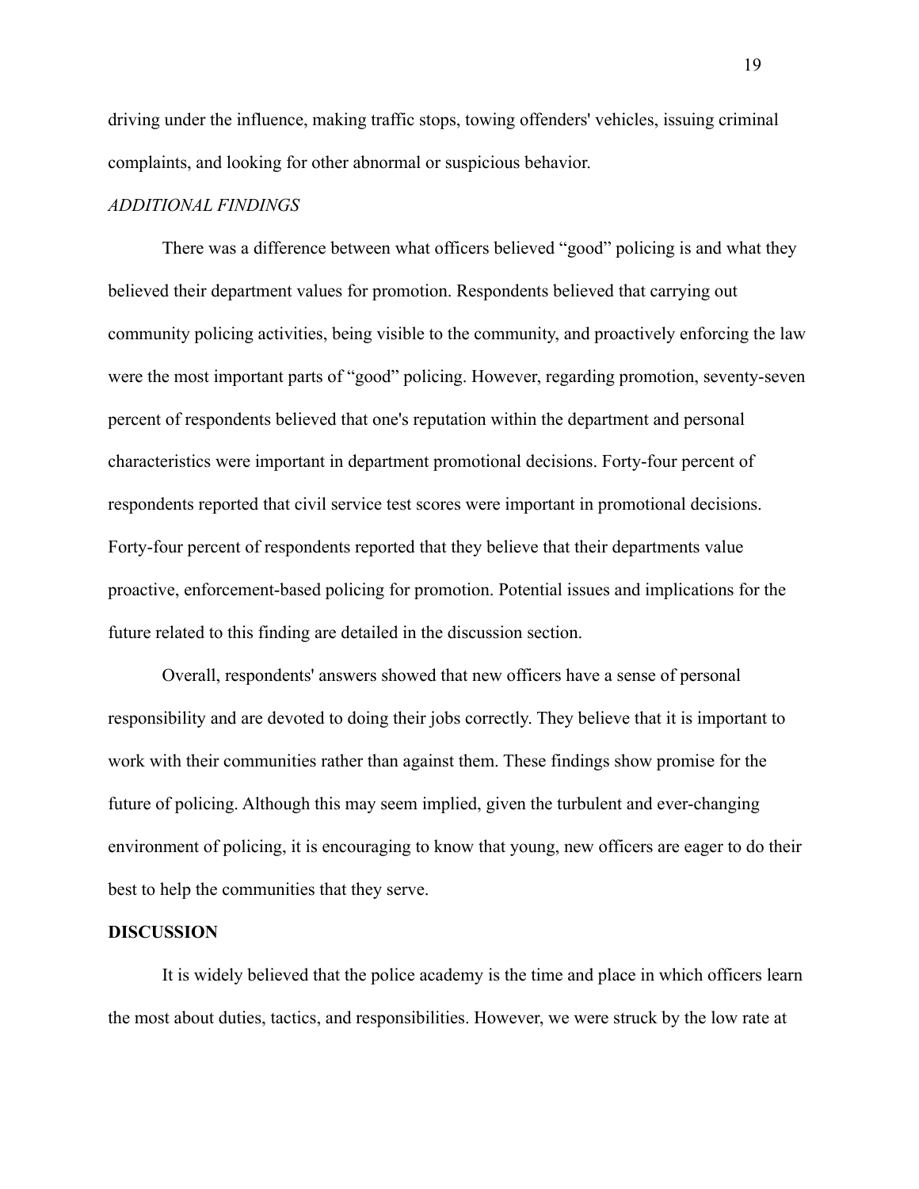driving under the influence, making traffic stops, towing offenders' vehicles, issuing criminal complaints, and looking for other abnormal or suspicious behavior.

### *ADDITIONAL FINDINGS*

There was a difference between what officers believed "good" policing is and what they believed their department values for promotion. Respondents believed that carrying out community policing activities, being visible to the community, and proactively enforcing the law were the most important parts of "good" policing. However, regarding promotion, seventy-seven percent of respondents believed that one's reputation within the department and personal characteristics were important in department promotional decisions. Forty-four percent of respondents reported that civil service test scores were important in promotional decisions. Forty-four percent of respondents reported that they believe that their departments value proactive, enforcement-based policing for promotion. Potential issues and implications for the future related to this finding are detailed in the discussion section.

Overall, respondents' answers showed that new officers have a sense of personal responsibility and are devoted to doing their jobs correctly. They believe that it is important to work with their communities rather than against them. These findings show promise for the future of policing. Although this may seem implied, given the turbulent and ever-changing environment of policing, it is encouraging to know that young, new officers are eager to do their best to help the communities that they serve.

## DISCUSSION

It is widely believed that the police academy is the time and place in which officers learn the most about duties, tactics, and responsibilities. However, we were struck by the low rate at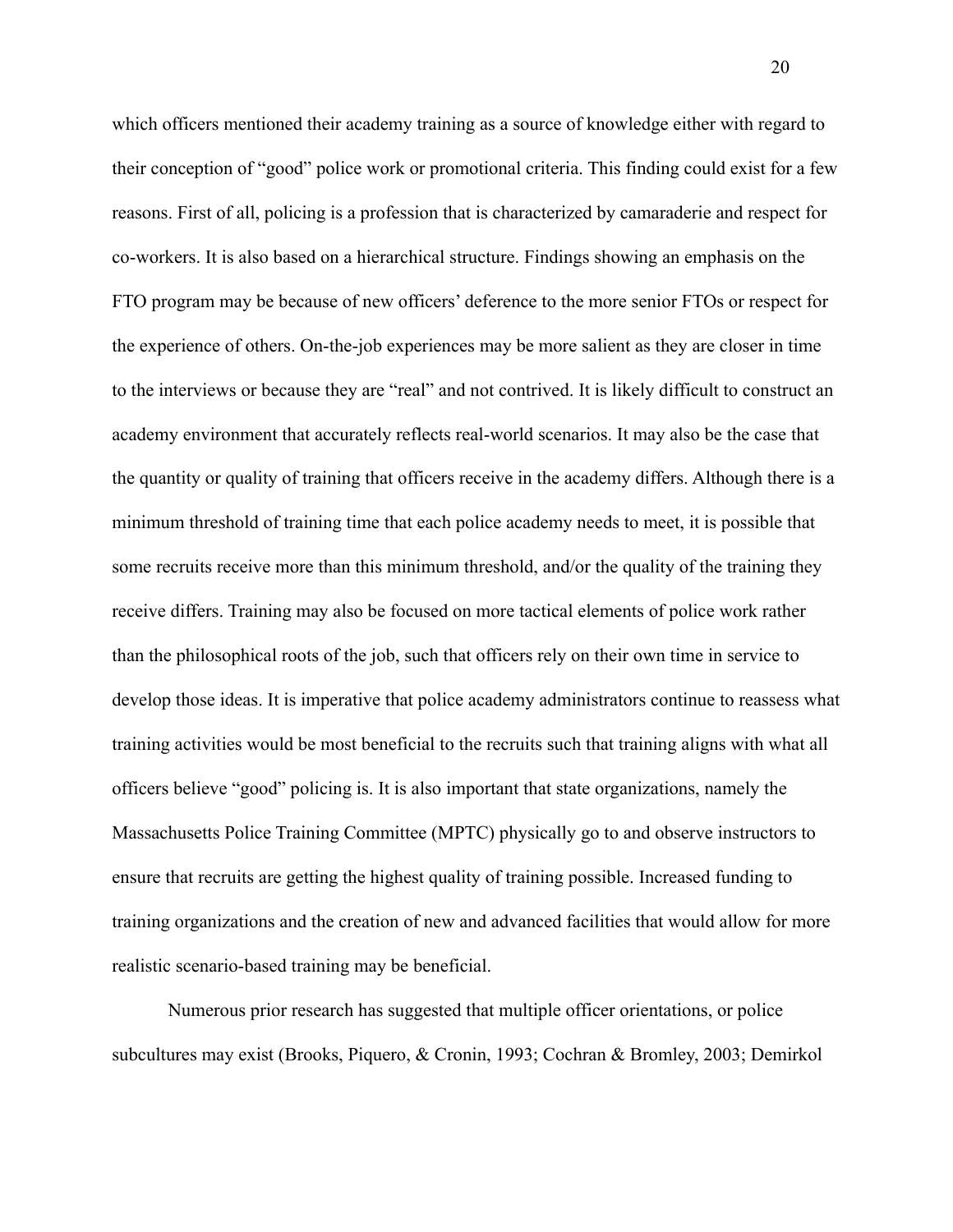which officers mentioned their academy training as a source of knowledge either with regard to their conception of "good" police work or promotional criteria. This finding could exist for a few reasons. First of all, policing is a profession that is characterized by camaraderie and respect for co-workers. It is also based on a hierarchical structure. Findings showing an emphasis on the FTO program may be because of new officers' deference to the more senior FTOs or respect for the experience of others. On-the-job experiences may be more salient as they are closer in time to the interviews or because they are "real" and not contrived. It is likely difficult to construct an academy environment that accurately reflects real-world scenarios. It may also be the case that the quantity or quality of training that officers receive in the academy differs. Although there is a minimum threshold of training time that each police academy needs to meet, it is possible that some recruits receive more than this minimum threshold, and/or the quality of the training they receive differs. Training may also be focused on more tactical elements of police work rather than the philosophical roots of the job, such that officers rely on their own time in service to develop those ideas. It is imperative that police academy administrators continue to reassess what training activities would be most beneficial to the recruits such that training aligns with what all officers believe "good" policing is. It is also important that state organizations, namely the Massachusetts Police Training Committee (MPTC) physically go to and observe instructors to ensure that recruits are getting the highest quality of training possible. Increased funding to training organizations and the creation of new and advanced facilities that would allow for more realistic scenario-based training may be beneficial.

Numerous prior research has suggested that multiple officer orientations, or police subcultures may exist (Brooks, Piquero, & Cronin, 1993; Cochran & Bromley, 2003; Demirkol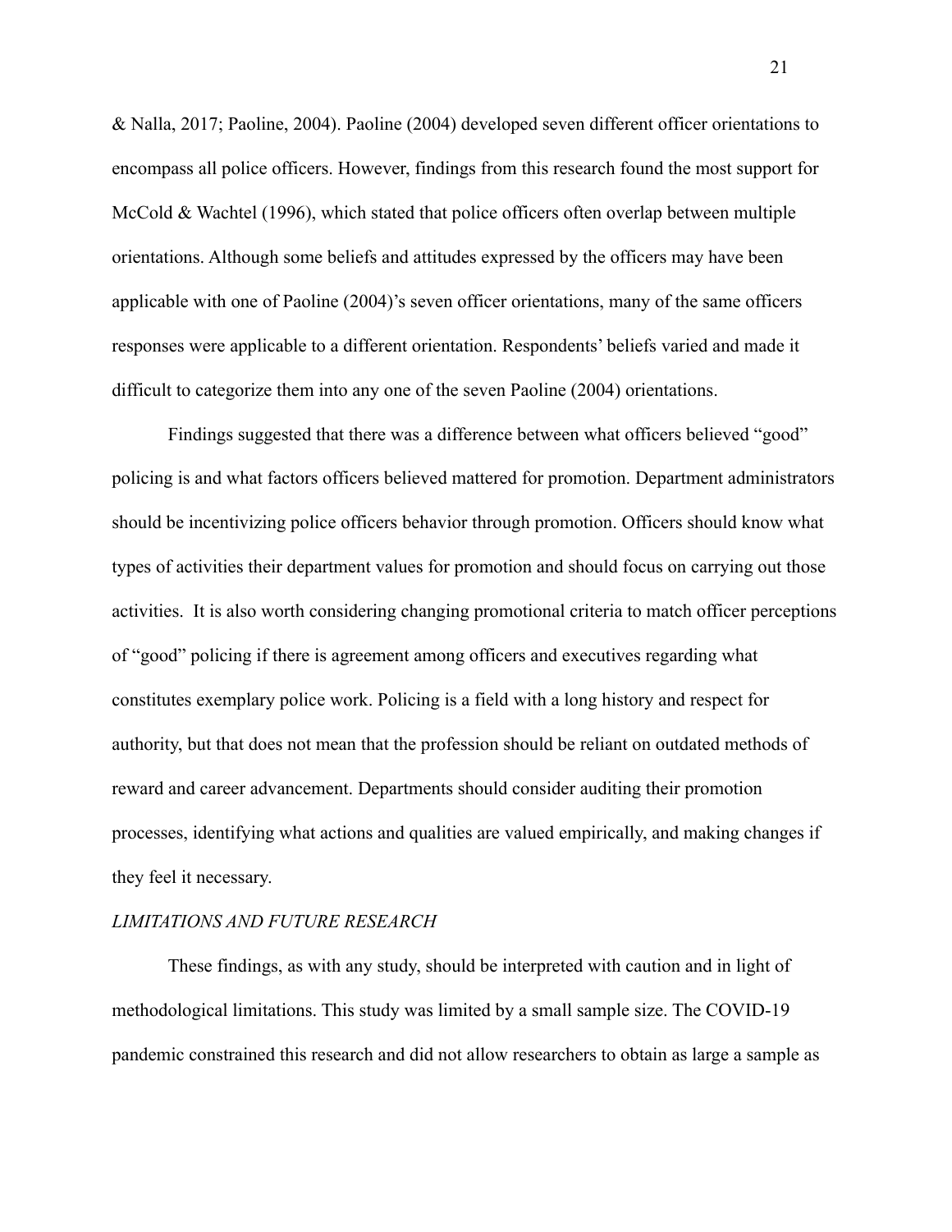& Nalla, 2017; Paoline, 2004). Paoline (2004) developed seven different officer orientations to encompass all police officers. However, findings from this research found the most support for McCold & Wachtel (1996), which stated that police officers often overlap between multiple orientations. Although some beliefs and attitudes expressed by the officers may have been applicable with one of Paoline (2004)'s seven officer orientations, many of the same officers responses were applicable to a different orientation. Respondents' beliefs varied and made it difficult to categorize them into any one of the seven Paoline (2004) orientations.

Findings suggested that there was a difference between what officers believed "good" policing is and what factors officers believed mattered for promotion. Department administrators should be incentivizing police officers behavior through promotion. Officers should know what types of activities their department values for promotion and should focus on carrying out those activities. It is also worth considering changing promotional criteria to match officer perceptions of "good" policing if there is agreement among officers and executives regarding what constitutes exemplary police work. Policing is a field with a long history and respect for authority, but that does not mean that the profession should be reliant on outdated methods of reward and career advancement. Departments should consider auditing their promotion processes, identifying what actions and qualities are valued empirically, and making changes if they feel it necessary.

### *LIMITATIONS AND FUTURE RESEARCH*

These findings, as with any study, should be interpreted with caution and in light of methodological limitations. This study was limited by a small sample size. The COVID-19 pandemic constrained this research and did not allow researchers to obtain as large a sample as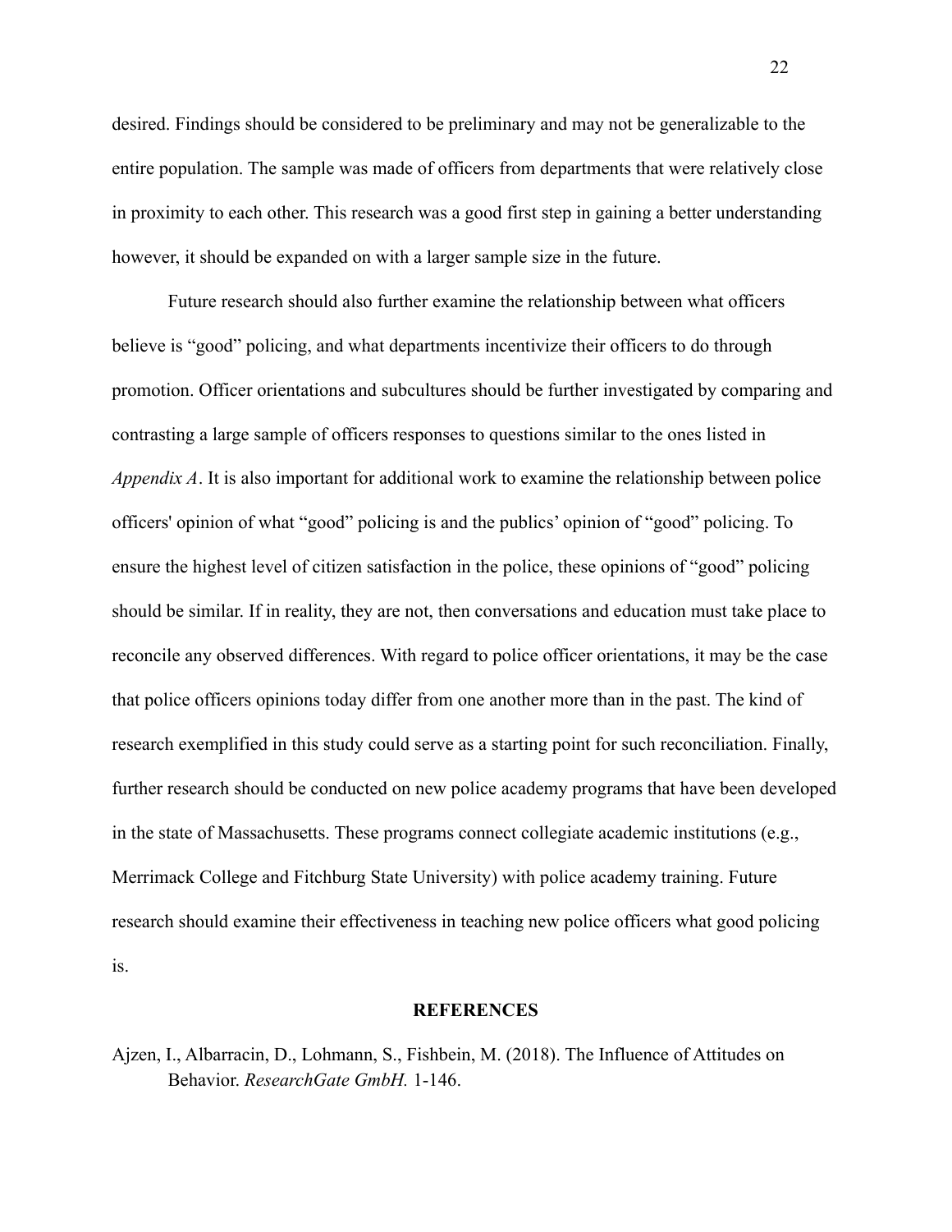desired. Findings should be considered to be preliminary and may not be generalizable to the entire population. The sample was made of officers from departments that were relatively close in proximity to each other. This research was a good first step in gaining a better understanding however, it should be expanded on with a larger sample size in the future.

Future research should also further examine the relationship between what officers believe is "good" policing, and what departments incentivize their officers to do through promotion. Officer orientations and subcultures should be further investigated by comparing and contrasting a large sample of officers responses to questions similar to the ones listed in *Appendix A*. It is also important for additional work to examine the relationship between police officers' opinion of what "good" policing is and the publics' opinion of "good" policing. To ensure the highest level of citizen satisfaction in the police, these opinions of "good" policing should be similar. If in reality, they are not, then conversations and education must take place to reconcile any observed differences. With regard to police officer orientations, it may be the case that police officers opinions today differ from one another more than in the past. The kind of research exemplified in this study could serve as a starting point for such reconciliation. Finally, further research should be conducted on new police academy programs that have been developed in the state of Massachusetts. These programs connect collegiate academic institutions (e.g., Merrimack College and Fitchburg State University) with police academy training. Future research should examine their effectiveness in teaching new police officers what good policing is.

## REFERENCES

Ajzen, I., Albarracin, D., Lohmann, S., Fishbein, M. (2018). The Influence of Attitudes on Behavior. *ResearchGate GmbH.* 1-146.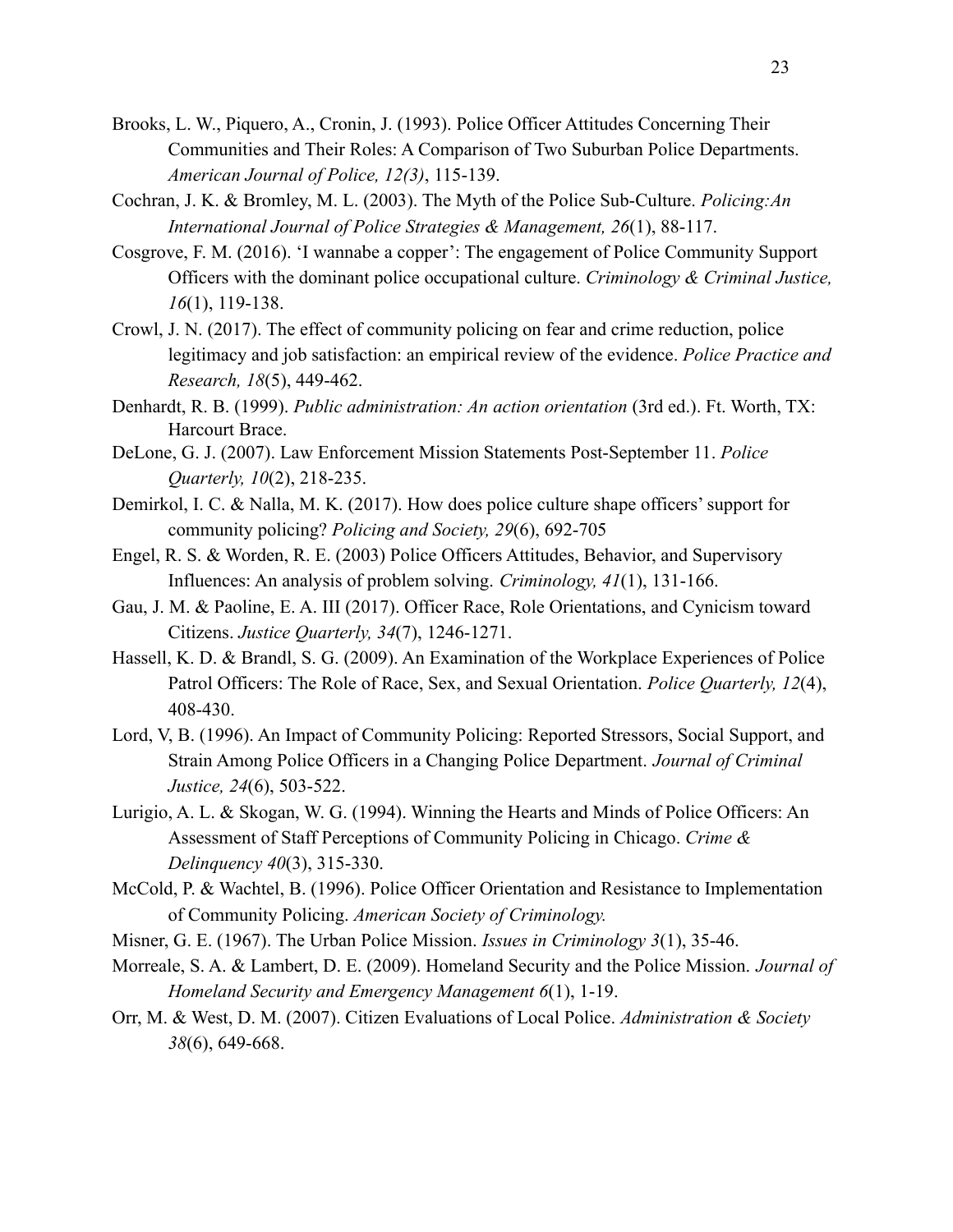Brooks, L. W., Piquero, A., Cronin, J. (1993). Police Officer Attitudes Concerning Their Communities and Their Roles: A Comparison of Two Suburban Police Departments. *American Journal of Police, 12(3)*, 115-139.

Cochran, J. K. & Bromley, M. L. (2003). The Myth of the Police Sub-Culture. *Policing:An International Journal of Police Strategies & Management, 26*(1), 88-117.

Cosgrove, F. M. (2016). 'I wannabe a copper': The engagement of Police Community Support Officers with the dominant police occupational culture. *Criminology & Criminal Justice, 16*(1), 119-138.

Crowl, J. N. (2017). The effect of community policing on fear and crime reduction, police legitimacy and job satisfaction: an empirical review of the evidence. *Police Practice and Research, 18*(5), 449-462.

Denhardt, R. B. (1999). *Public administration: An action orientation* (3rd ed.). Ft. Worth, TX: Harcourt Brace.

DeLone, G. J. (2007). Law Enforcement Mission Statements Post-September 11. *Police Quarterly, 10*(2), 218-235.

Demirkol, I. C. & Nalla, M. K. (2017). How does police culture shape officers' support for community policing? *Policing and Society, 29*(6), 692-705

Engel, R. S. & Worden, R. E. (2003) Police Officers Attitudes, Behavior, and Supervisory Influences: An analysis of problem solving. *Criminology, 41*(1), 131-166.

Gau, J. M. & Paoline, E. A. III (2017). Officer Race, Role Orientations, and Cynicism toward Citizens. *Justice Quarterly, 34*(7), 1246-1271.

Hassell, K. D. & Brandl, S. G. (2009). An Examination of the Workplace Experiences of Police Patrol Officers: The Role of Race, Sex, and Sexual Orientation. *Police Quarterly, 12*(4), 408-430.

Lord, V, B. (1996). An Impact of Community Policing: Reported Stressors, Social Support, and Strain Among Police Officers in a Changing Police Department. *Journal of Criminal Justice, 24*(6), 503-522.

Lurigio, A. L. & Skogan, W. G. (1994). Winning the Hearts and Minds of Police Officers: An Assessment of Staff Perceptions of Community Policing in Chicago. *Crime & Delinquency 40*(3), 315-330.

McCold, P. & Wachtel, B. (1996). Police Officer Orientation and Resistance to Implementation of Community Policing. *American Society of Criminology.*

Misner, G. E. (1967). The Urban Police Mission. *Issues in Criminology 3*(1), 35-46.

Morreale, S. A. & Lambert, D. E. (2009). Homeland Security and the Police Mission. *Journal of Homeland Security and Emergency Management 6*(1), 1-19.

Orr, M. & West, D. M. (2007). Citizen Evaluations of Local Police. *Administration & Society 38*(6), 649-668.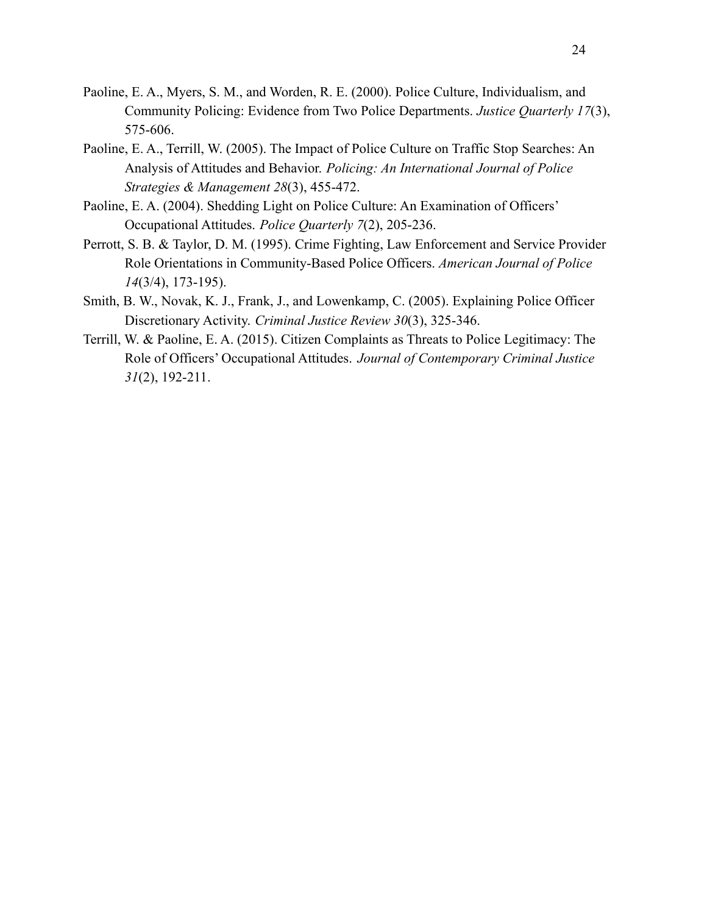Paoline, E. A., Myers, S. M., and Worden, R. E. (2000). Police Culture, Individualism, and Community Policing: Evidence from Two Police Departments. *Justice Quarterly 17*(3), 575-606.

Paoline, E. A., Terrill, W. (2005). The Impact of Police Culture on Traffic Stop Searches: An Analysis of Attitudes and Behavior. *Policing: An International Journal of Police Strategies & Management 28*(3), 455-472.

Paoline, E. A. (2004). Shedding Light on Police Culture: An Examination of Officers' Occupational Attitudes. *Police Quarterly 7*(2), 205-236.

Perrott, S. B. & Taylor, D. M. (1995). Crime Fighting, Law Enforcement and Service Provider Role Orientations in Community-Based Police Officers. *American Journal of Police 14*(3/4), 173-195).

Smith, B. W., Novak, K. J., Frank, J., and Lowenkamp, C. (2005). Explaining Police Officer Discretionary Activity. *Criminal Justice Review 30*(3), 325-346.

Terrill, W. & Paoline, E. A. (2015). Citizen Complaints as Threats to Police Legitimacy: The Role of Officers' Occupational Attitudes. *Journal of Contemporary Criminal Justice 31*(2), 192-211.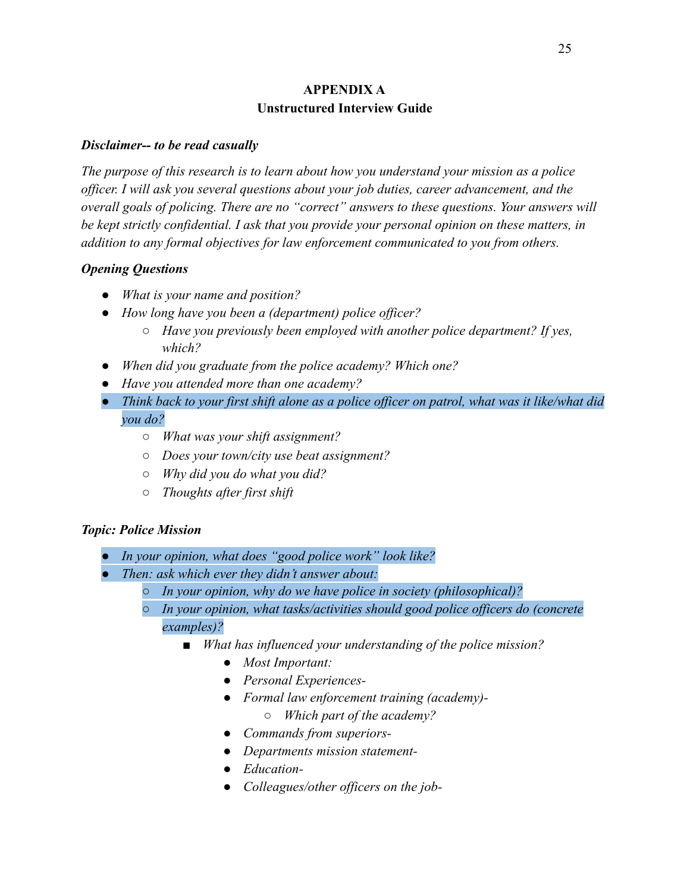## APPENDIX A
## Unstructured Interview Guide

***Disclaimer-- to be read casually***

*The purpose of this research is to learn about how you understand your mission as a police officer. I will ask you several questions about your job duties, career advancement, and the overall goals of policing. There are no "correct" answers to these questions. Your answers will be kept strictly confidential. I ask that you provide your personal opinion on these matters, in addition to any formal objectives for law enforcement communicated to you from others.*

***Opening Questions***

- *What is your name and position?*
- *How long have you been a (department) police officer?*
  - *Have you previously been employed with another police department? If yes, which?*
- *When did you graduate from the police academy? Which one?*
- *Have you attended more than one academy?*
- *Think back to your first shift alone as a police officer on patrol, what was it like/what did you do?*
  - *What was your shift assignment?*
  - *Does your town/city use beat assignment?*
  - *Why did you do what you did?*
  - *Thoughts after first shift*

***Topic: Police Mission***

- *In your opinion, what does "good police work" look like?*
- *Then: ask which ever they didn't answer about:*
  - *In your opinion, why do we have police in society (philosophical)?*
  - *In your opinion, what tasks/activities should good police officers do (concrete examples)?*
    - *What has influenced your understanding of the police mission?*
      - *Most Important:*
      - *Personal Experiences-*
      - *Formal law enforcement training (academy)-*
        - *Which part of the academy?*
      - *Commands from superiors-*
      - *Departments mission statement-*
      - *Education-*
      - *Colleagues/other officers on the job-*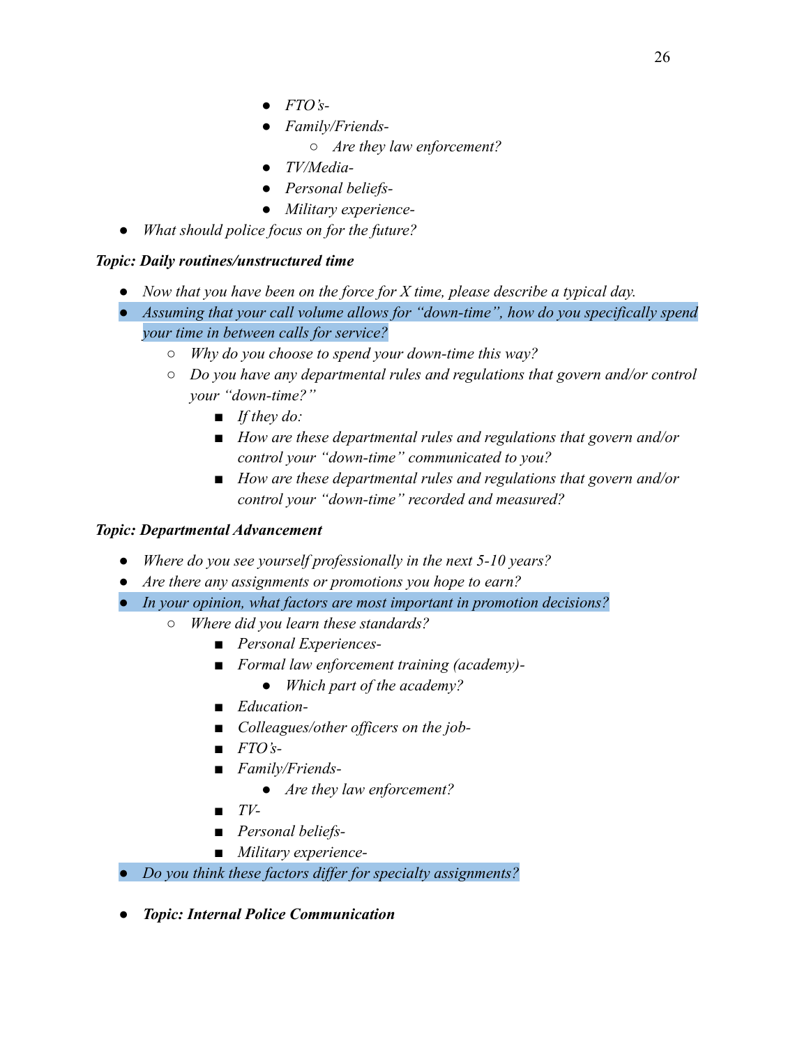- *FTO's-*
        - *Family/Friends-*
            - *Are they law enforcement?*
        - *TV/Media-*
        - *Personal beliefs-*
        - *Military experience-*
- *What should police focus on for the future?*

***Topic: Daily routines/unstructured time***

- *Now that you have been on the force for X time, please describe a typical day.*
- *Assuming that your call volume allows for "down-time", how do you specifically spend your time in between calls for service?*
    - *Why do you choose to spend your down-time this way?*
    - *Do you have any departmental rules and regulations that govern and/or control your "down-time?"*
        - *If they do:*
        - *How are these departmental rules and regulations that govern and/or control your "down-time" communicated to you?*
        - *How are these departmental rules and regulations that govern and/or control your "down-time" recorded and measured?*

***Topic: Departmental Advancement***

- *Where do you see yourself professionally in the next 5-10 years?*
- *Are there any assignments or promotions you hope to earn?*
- *In your opinion, what factors are most important in promotion decisions?*
    - *Where did you learn these standards?*
        - *Personal Experiences-*
        - *Formal law enforcement training (academy)-*
            - *Which part of the academy?*
        - *Education-*
        - *Colleagues/other officers on the job-*
        - *FTO's-*
        - *Family/Friends-*
            - *Are they law enforcement?*
        - *TV-*
        - *Personal beliefs-*
        - *Military experience-*
- *Do you think these factors differ for specialty assignments?*

- ***Topic: Internal Police Communication***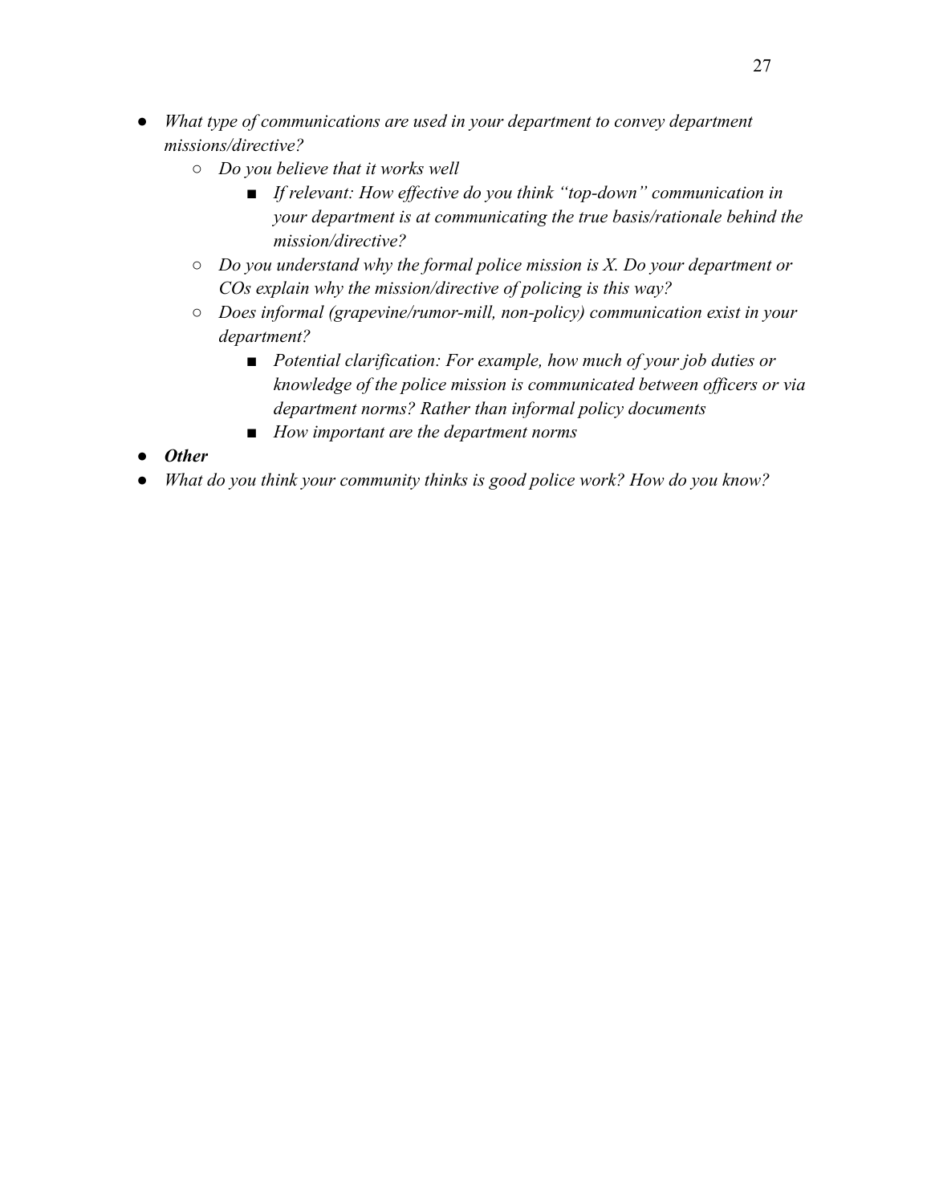- *What type of communications are used in your department to convey department missions/directive?*
    - *Do you believe that it works well*
        - *If relevant: How effective do you think "top-down" communication in your department is at communicating the true basis/rationale behind the mission/directive?*
    - *Do you understand why the formal police mission is X. Do your department or COs explain why the mission/directive of policing is this way?*
    - *Does informal (grapevine/rumor-mill, non-policy) communication exist in your department?*
        - *Potential clarification: For example, how much of your job duties or knowledge of the police mission is communicated between officers or via department norms? Rather than informal policy documents*
        - *How important are the department norms*
- ***Other***
- *What do you think your community thinks is good police work? How do you know?*